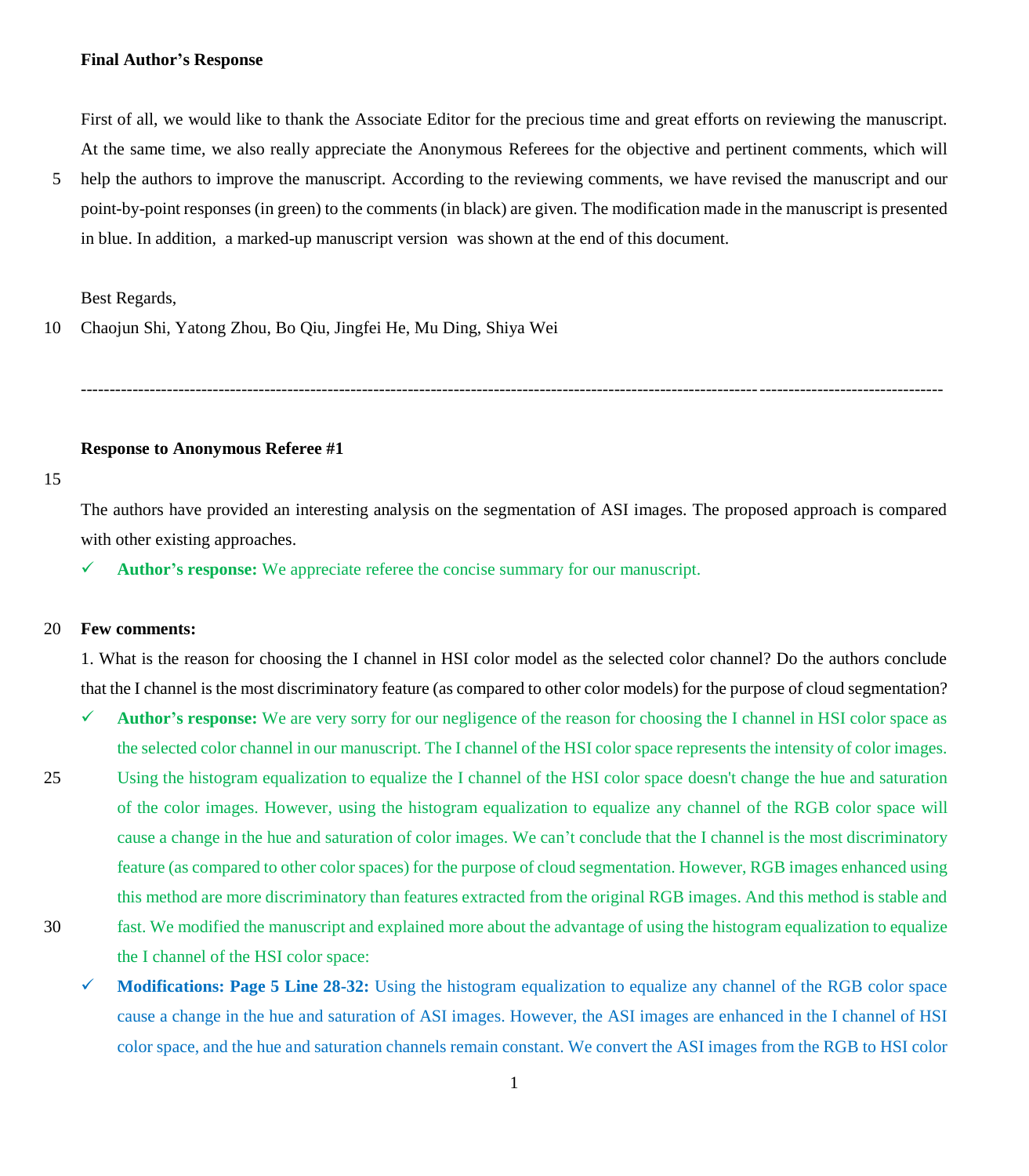**Final Author's Response**

First of all, we would like to thank the Associate Editor for the precious time and great efforts on reviewing the manuscript. At the same time, we also really appreciate the Anonymous Referees for the objective and pertinent comments, which will help the authors to improve the manuscript. According to the reviewing comments, we have revised the manuscript and our point-by-point responses (in green) to the comments (in black) are given. The modification made in the manuscript is presented in blue. In addition, a marked-up manuscript version was shown at the end of this document.

Best Regards,

Chaojun Shi, Yatong Zhou, Bo Qiu, Jingfei He, Mu Ding, Shiya Wei

---

**Response to Anonymous Referee #1**

The authors have provided an interesting analysis on the segmentation of ASI images. The proposed approach is compared with other existing approaches.

- ✓ **Author's response:** We appreciate referee the concise summary for our manuscript.

**Few comments:**

1. What is the reason for choosing the I channel in HSI color model as the selected color channel? Do the authors conclude that the I channel is the most discriminatory feature (as compared to other color models) for the purpose of cloud segmentation?

- ✓ **Author's response:** We are very sorry for our negligence of the reason for choosing the I channel in HSI color space as the selected color channel in our manuscript. The I channel of the HSI color space represents the intensity of color images. Using the histogram equalization to equalize the I channel of the HSI color space doesn't change the hue and saturation of the color images. However, using the histogram equalization to equalize any channel of the RGB color space will cause a change in the hue and saturation of color images. We can't conclude that the I channel is the most discriminatory feature (as compared to other color spaces) for the purpose of cloud segmentation. However, RGB images enhanced using this method are more discriminatory than features extracted from the original RGB images. And this method is stable and fast. We modified the manuscript and explained more about the advantage of using the histogram equalization to equalize the I channel of the HSI color space:
- ✓ **Modifications: Page 5 Line 28-32:** Using the histogram equalization to equalize any channel of the RGB color space cause a change in the hue and saturation of ASI images. However, the ASI images are enhanced in the I channel of HSI color space, and the hue and saturation channels remain constant. We convert the ASI images from the RGB to HSI color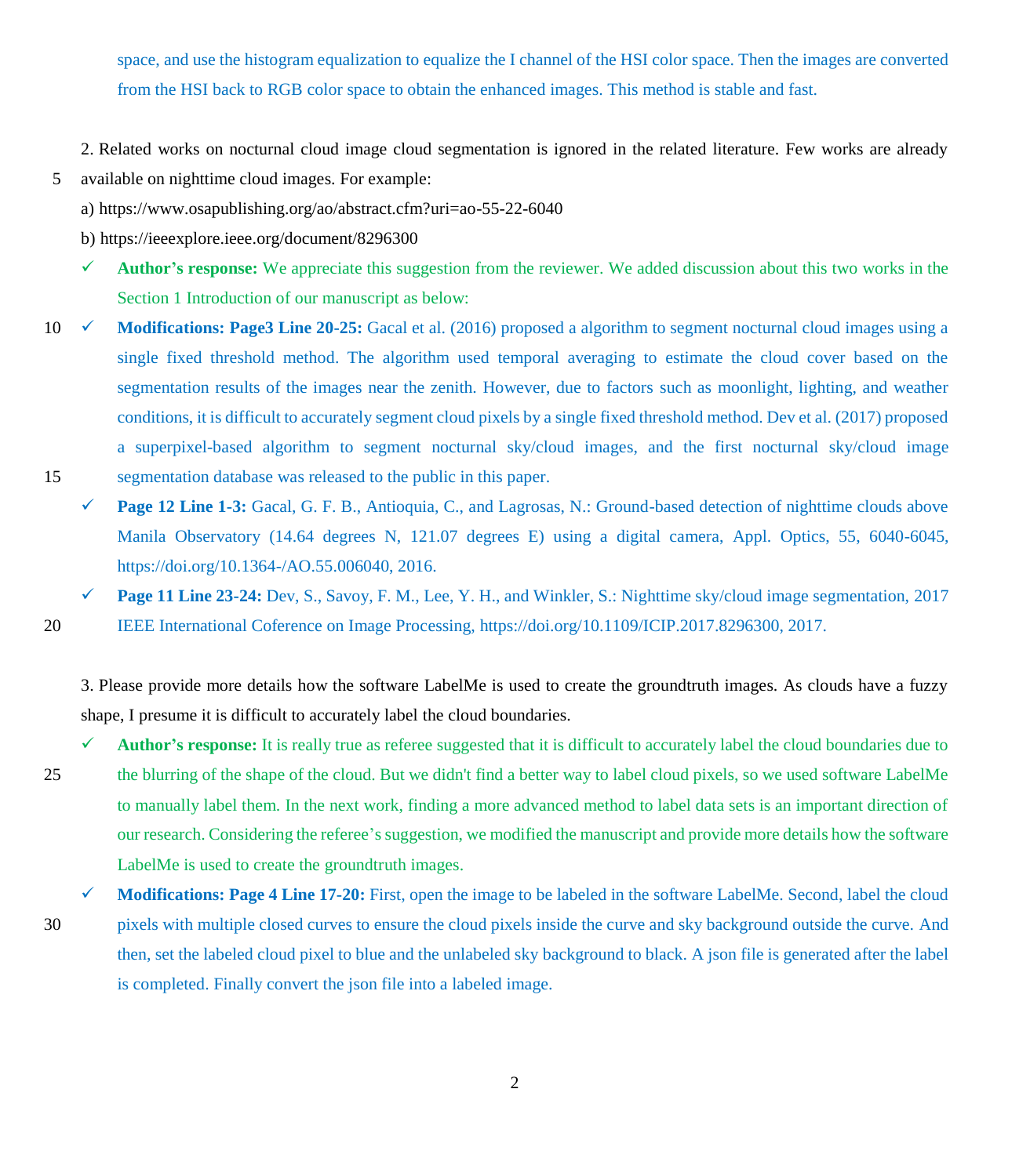space, and use the histogram equalization to equalize the I channel of the HSI color space. Then the images are converted from the HSI back to RGB color space to obtain the enhanced images. This method is stable and fast.

2. Related works on nocturnal cloud image cloud segmentation is ignored in the related literature. Few works are already available on nighttime cloud images. For example:

a) https://www.osapublishing.org/ao/abstract.cfm?uri=ao-55-22-6040

b) https://ieeexplore.ieee.org/document/8296300

- ✓ **Author's response:** We appreciate this suggestion from the reviewer. We added discussion about this two works in the Section 1 Introduction of our manuscript as below:
- ✓ **Modifications: Page3 Line 20-25:** Gacal et al. (2016) proposed a algorithm to segment nocturnal cloud images using a single fixed threshold method. The algorithm used temporal averaging to estimate the cloud cover based on the segmentation results of the images near the zenith. However, due to factors such as moonlight, lighting, and weather conditions, it is difficult to accurately segment cloud pixels by a single fixed threshold method. Dev et al. (2017) proposed a superpixel-based algorithm to segment nocturnal sky/cloud images, and the first nocturnal sky/cloud image segmentation database was released to the public in this paper.
- ✓ **Page 12 Line 1-3:** Gacal, G. F. B., Antioquia, C., and Lagrosas, N.: Ground-based detection of nighttime clouds above Manila Observatory (14.64 degrees N, 121.07 degrees E) using a digital camera, Appl. Optics, 55, 6040-6045, https://doi.org/10.1364-/AO.55.006040, 2016.
- ✓ **Page 11 Line 23-24:** Dev, S., Savoy, F. M., Lee, Y. H., and Winkler, S.: Nighttime sky/cloud image segmentation, 2017 IEEE International Coference on Image Processing, https://doi.org/10.1109/ICIP.2017.8296300, 2017.

3. Please provide more details how the software LabelMe is used to create the groundtruth images. As clouds have a fuzzy shape, I presume it is difficult to accurately label the cloud boundaries.

- ✓ **Author's response:** It is really true as referee suggested that it is difficult to accurately label the cloud boundaries due to the blurring of the shape of the cloud. But we didn't find a better way to label cloud pixels, so we used software LabelMe to manually label them. In the next work, finding a more advanced method to label data sets is an important direction of our research. Considering the referee's suggestion, we modified the manuscript and provide more details how the software LabelMe is used to create the groundtruth images.
- ✓ **Modifications: Page 4 Line 17-20:** First, open the image to be labeled in the software LabelMe. Second, label the cloud pixels with multiple closed curves to ensure the cloud pixels inside the curve and sky background outside the curve. And then, set the labeled cloud pixel to blue and the unlabeled sky background to black. A json file is generated after the label is completed. Finally convert the json file into a labeled image.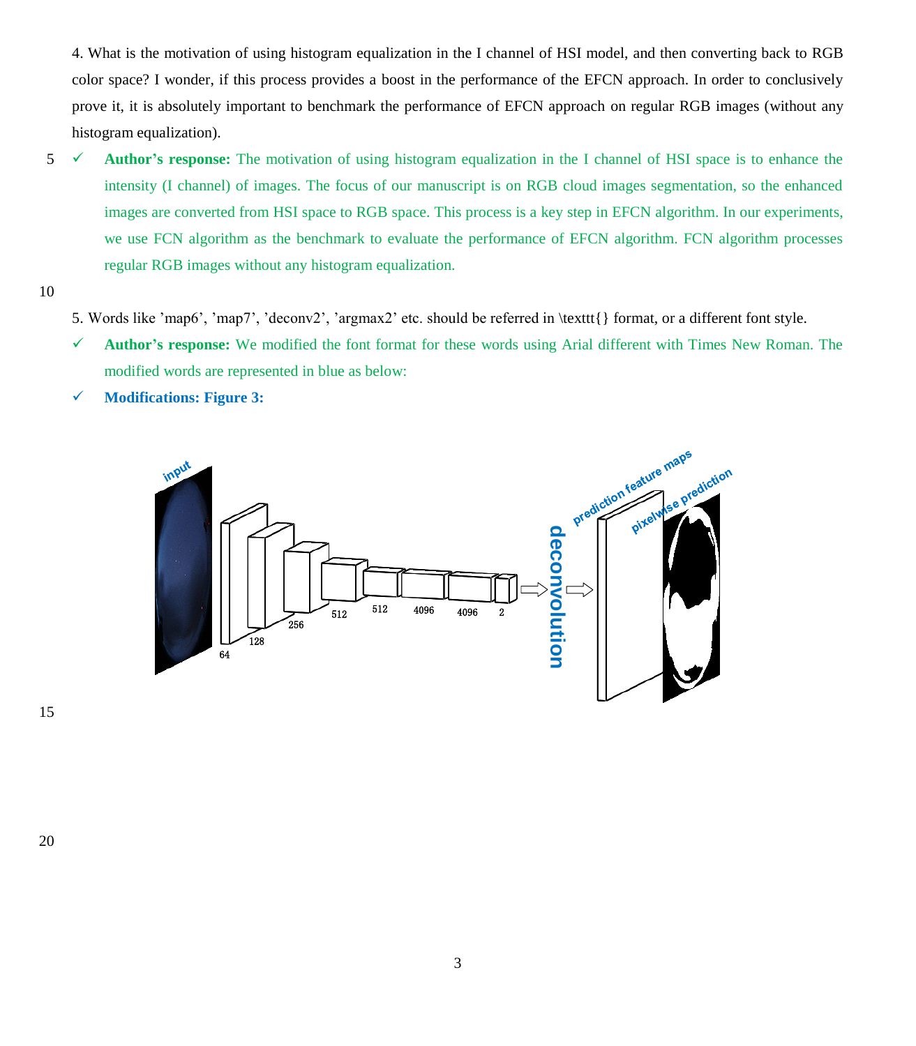4. What is the motivation of using histogram equalization in the I channel of HSI model, and then converting back to RGB color space? I wonder, if this process provides a boost in the performance of the EFCN approach. In order to conclusively prove it, it is absolutely important to benchmark the performance of EFCN approach on regular RGB images (without any histogram equalization).

- ✓ **Author's response:** The motivation of using histogram equalization in the I channel of HSI space is to enhance the intensity (I channel) of images. The focus of our manuscript is on RGB cloud images segmentation, so the enhanced images are converted from HSI space to RGB space. This process is a key step in EFCN algorithm. In our experiments, we use FCN algorithm as the benchmark to evaluate the performance of EFCN algorithm. FCN algorithm processes regular RGB images without any histogram equalization.

5. Words like 'map6', 'map7', 'deconv2', 'argmax2' etc. should be referred in \texttt{} format, or a different font style.

- ✓ **Author's response:** We modified the font format for these words using Arial different with Times New Roman. The modified words are represented in blue as below:
- ✓ **Modifications: Figure 3:**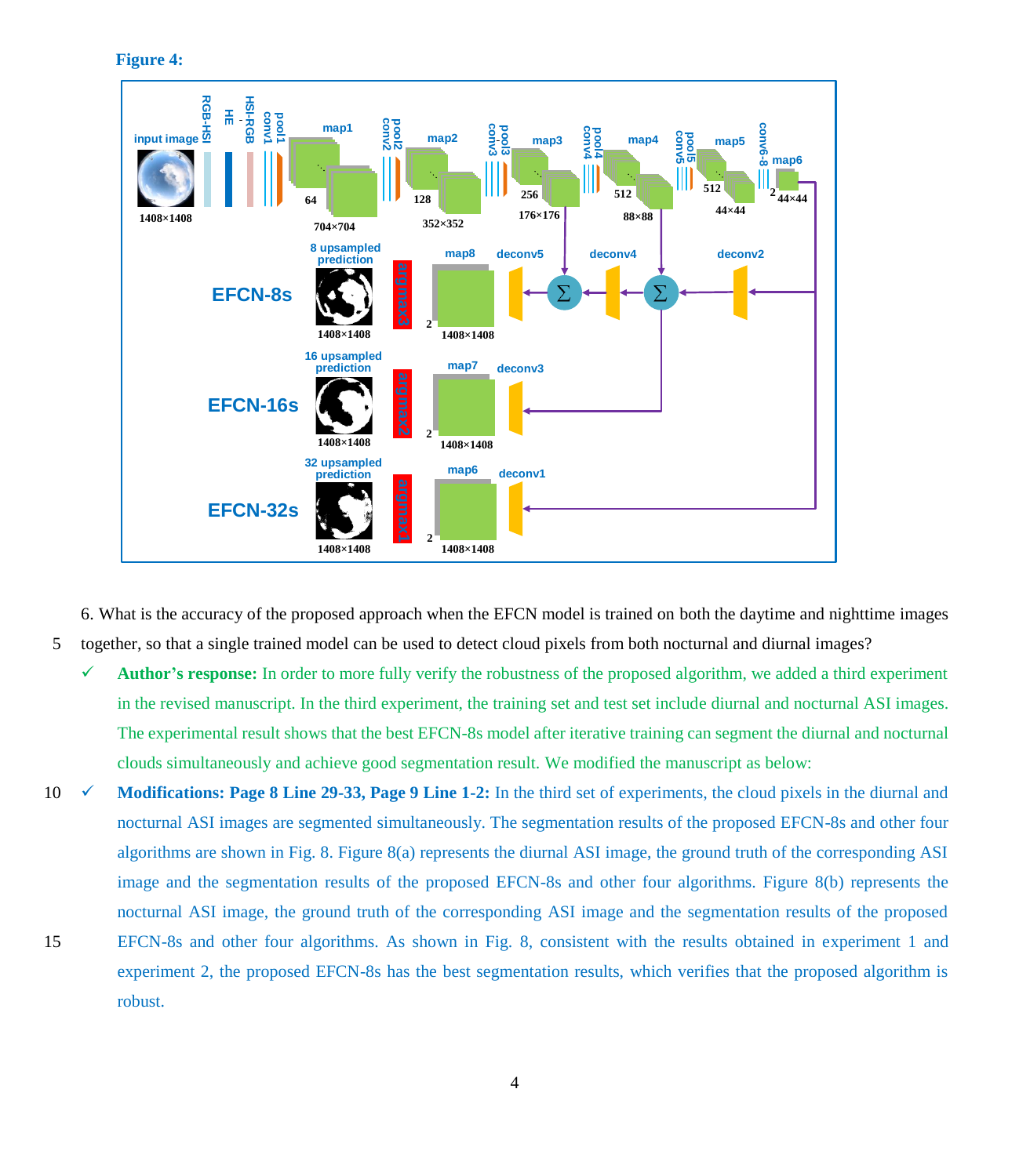**Figure 4:**

6. What is the accuracy of the proposed approach when the EFCN model is trained on both the daytime and nighttime images together, so that a single trained model can be used to detect cloud pixels from both nocturnal and diurnal images?

- ✓ **Author's response:** In order to more fully verify the robustness of the proposed algorithm, we added a third experiment in the revised manuscript. In the third experiment, the training set and test set include diurnal and nocturnal ASI images. The experimental result shows that the best EFCN-8s model after iterative training can segment the diurnal and nocturnal clouds simultaneously and achieve good segmentation result. We modified the manuscript as below:
- ✓ **Modifications: Page 8 Line 29-33, Page 9 Line 1-2:** In the third set of experiments, the cloud pixels in the diurnal and nocturnal ASI images are segmented simultaneously. The segmentation results of the proposed EFCN-8s and other four algorithms are shown in Fig. 8. Figure 8(a) represents the diurnal ASI image, the ground truth of the corresponding ASI image and the segmentation results of the proposed EFCN-8s and other four algorithms. Figure 8(b) represents the nocturnal ASI image, the ground truth of the corresponding ASI image and the segmentation results of the proposed EFCN-8s and other four algorithms. As shown in Fig. 8, consistent with the results obtained in experiment 1 and experiment 2, the proposed EFCN-8s has the best segmentation results, which verifies that the proposed algorithm is robust.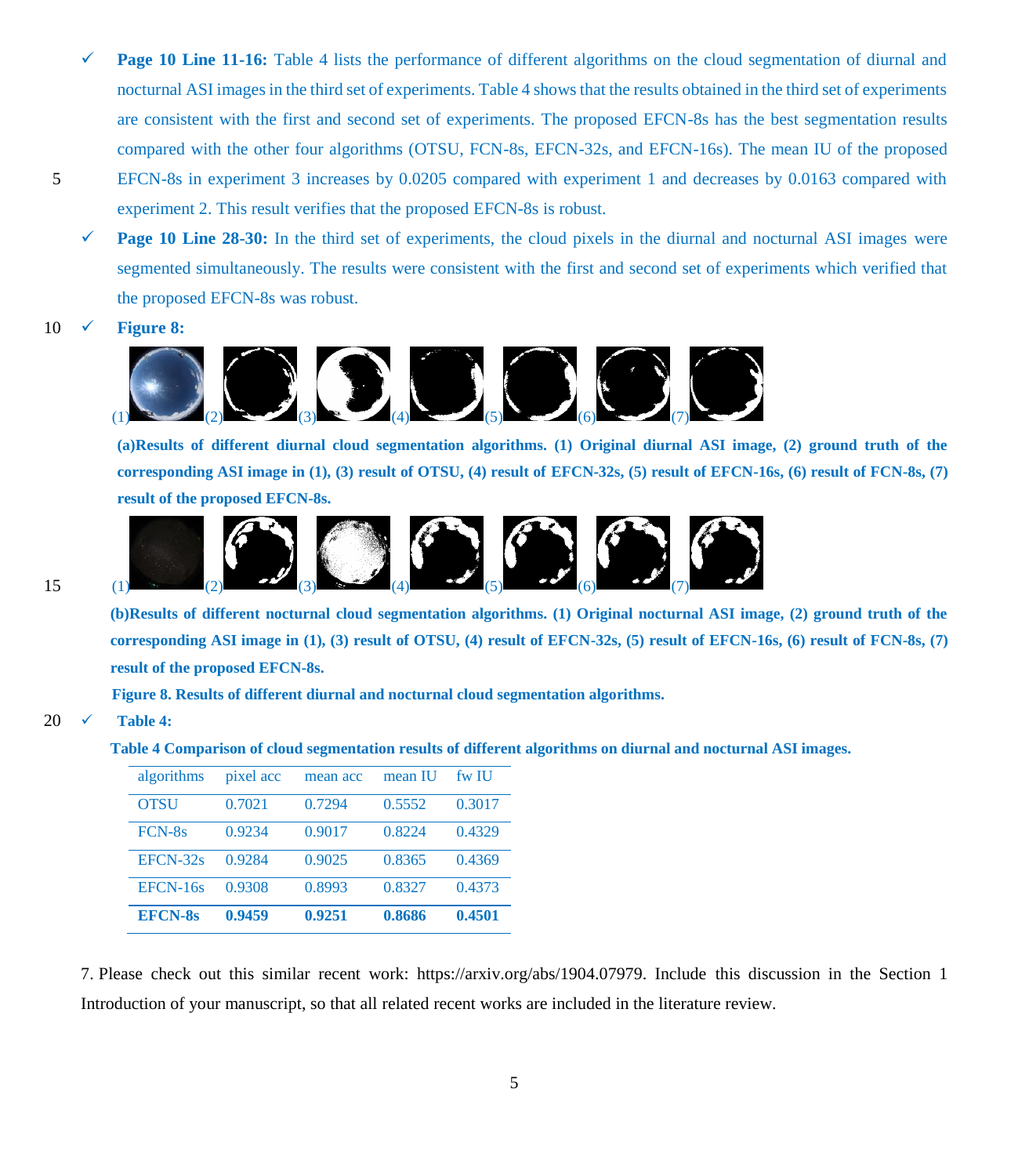- ✓ **Page 10 Line 11-16:** Table 4 lists the performance of different algorithms on the cloud segmentation of diurnal and nocturnal ASI images in the third set of experiments. Table 4 shows that the results obtained in the third set of experiments are consistent with the first and second set of experiments. The proposed EFCN-8s has the best segmentation results compared with the other four algorithms (OTSU, FCN-8s, EFCN-32s, and EFCN-16s). The mean IU of the proposed EFCN-8s in experiment 3 increases by 0.0205 compared with experiment 1 and decreases by 0.0163 compared with experiment 2. This result verifies that the proposed EFCN-8s is robust.
- ✓ **Page 10 Line 28-30:** In the third set of experiments, the cloud pixels in the diurnal and nocturnal ASI images were segmented simultaneously. The results were consistent with the first and second set of experiments which verified that the proposed EFCN-8s was robust.
- ✓ **Figure 8:**

(1) (2) (3) (4) (5) (6) (7)

**(a)Results of different diurnal cloud segmentation algorithms. (1) Original diurnal ASI image, (2) ground truth of the corresponding ASI image in (1), (3) result of OTSU, (4) result of EFCN-32s, (5) result of EFCN-16s, (6) result of FCN-8s, (7) result of the proposed EFCN-8s.**

(1) (2) (3) (4) (5) (6) (7)

**(b)Results of different nocturnal cloud segmentation algorithms. (1) Original nocturnal ASI image, (2) ground truth of the corresponding ASI image in (1), (3) result of OTSU, (4) result of EFCN-32s, (5) result of EFCN-16s, (6) result of FCN-8s, (7) result of the proposed EFCN-8s.**

**Figure 8. Results of different diurnal and nocturnal cloud segmentation algorithms.**

- ✓ **Table 4:**

**Table 4 Comparison of cloud segmentation results of different algorithms on diurnal and nocturnal ASI images.**

| algorithms | pixel acc | mean acc | mean IU | fw IU |
|---|---|---|---|---|
| OTSU | 0.7021 | 0.7294 | 0.5552 | 0.3017 |
| FCN-8s | 0.9234 | 0.9017 | 0.8224 | 0.4329 |
| EFCN-32s | 0.9284 | 0.9025 | 0.8365 | 0.4369 |
| EFCN-16s | 0.9308 | 0.8993 | 0.8327 | 0.4373 |
| **EFCN-8s** | **0.9459** | **0.9251** | **0.8686** | **0.4501** |

7. Please check out this similar recent work: https://arxiv.org/abs/1904.07979. Include this discussion in the Section 1 Introduction of your manuscript, so that all related recent works are included in the literature review.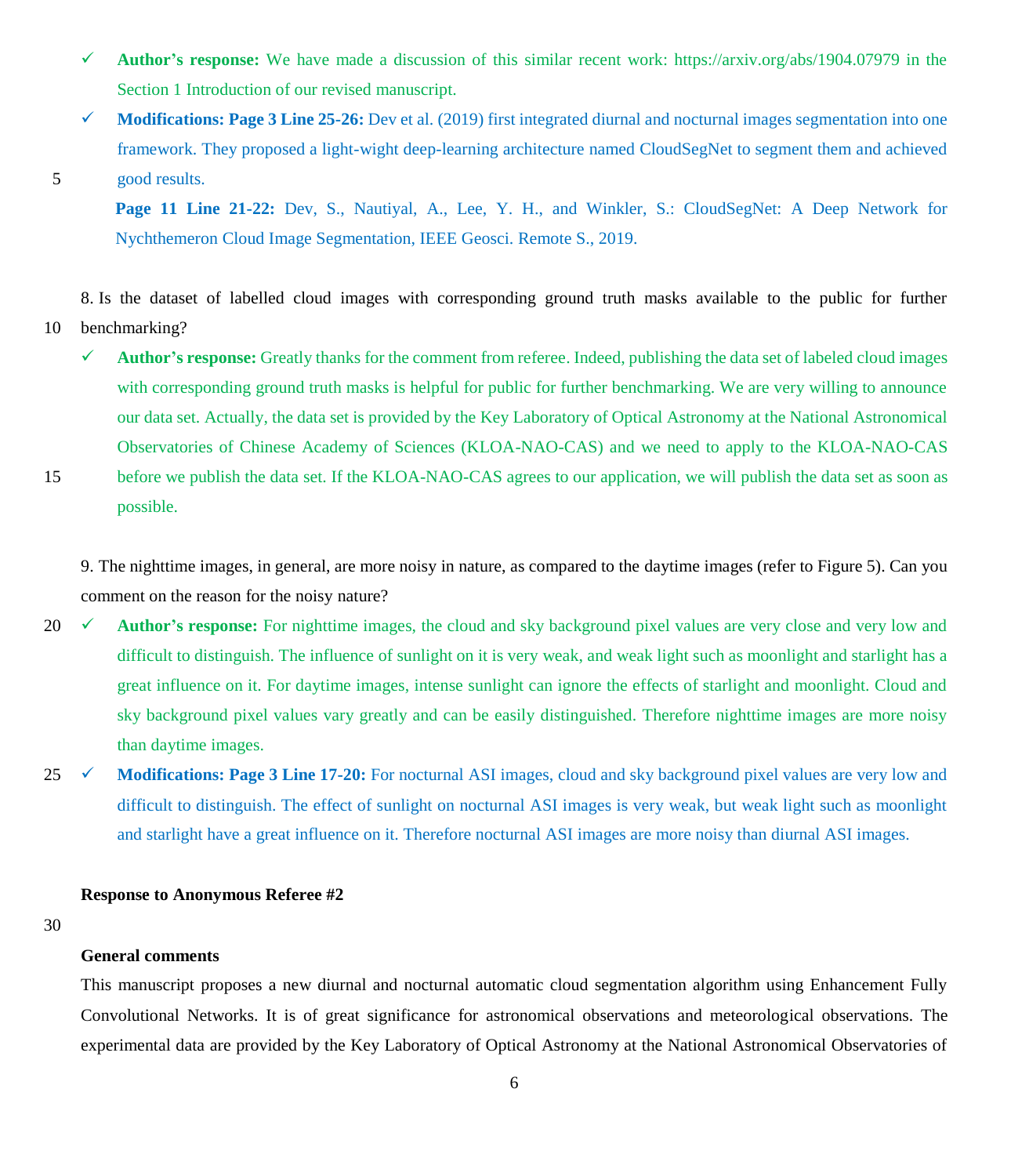- ✓ **Author's response:** We have made a discussion of this similar recent work: https://arxiv.org/abs/1904.07979 in the Section 1 Introduction of our revised manuscript.
- ✓ **Modifications: Page 3 Line 25-26:** Dev et al. (2019) first integrated diurnal and nocturnal images segmentation into one framework. They proposed a light-wight deep-learning architecture named CloudSegNet to segment them and achieved good results.

  **Page 11 Line 21-22:** Dev, S., Nautiyal, A., Lee, Y. H., and Winkler, S.: CloudSegNet: A Deep Network for Nychthemeron Cloud Image Segmentation, IEEE Geosci. Remote S., 2019.

8. Is the dataset of labelled cloud images with corresponding ground truth masks available to the public for further benchmarking?

- ✓ **Author's response:** Greatly thanks for the comment from referee. Indeed, publishing the data set of labeled cloud images with corresponding ground truth masks is helpful for public for further benchmarking. We are very willing to announce our data set. Actually, the data set is provided by the Key Laboratory of Optical Astronomy at the National Astronomical Observatories of Chinese Academy of Sciences (KLOA-NAO-CAS) and we need to apply to the KLOA-NAO-CAS before we publish the data set. If the KLOA-NAO-CAS agrees to our application, we will publish the data set as soon as possible.

9. The nighttime images, in general, are more noisy in nature, as compared to the daytime images (refer to Figure 5). Can you comment on the reason for the noisy nature?

- ✓ **Author's response:** For nighttime images, the cloud and sky background pixel values are very close and very low and difficult to distinguish. The influence of sunlight on it is very weak, and weak light such as moonlight and starlight has a great influence on it. For daytime images, intense sunlight can ignore the effects of starlight and moonlight. Cloud and sky background pixel values vary greatly and can be easily distinguished. Therefore nighttime images are more noisy than daytime images.
- ✓ **Modifications: Page 3 Line 17-20:** For nocturnal ASI images, cloud and sky background pixel values are very low and difficult to distinguish. The effect of sunlight on nocturnal ASI images is very weak, but weak light such as moonlight and starlight have a great influence on it. Therefore nocturnal ASI images are more noisy than diurnal ASI images.

## Response to Anonymous Referee #2

### General comments

This manuscript proposes a new diurnal and nocturnal automatic cloud segmentation algorithm using Enhancement Fully Convolutional Networks. It is of great significance for astronomical observations and meteorological observations. The experimental data are provided by the Key Laboratory of Optical Astronomy at the National Astronomical Observatories of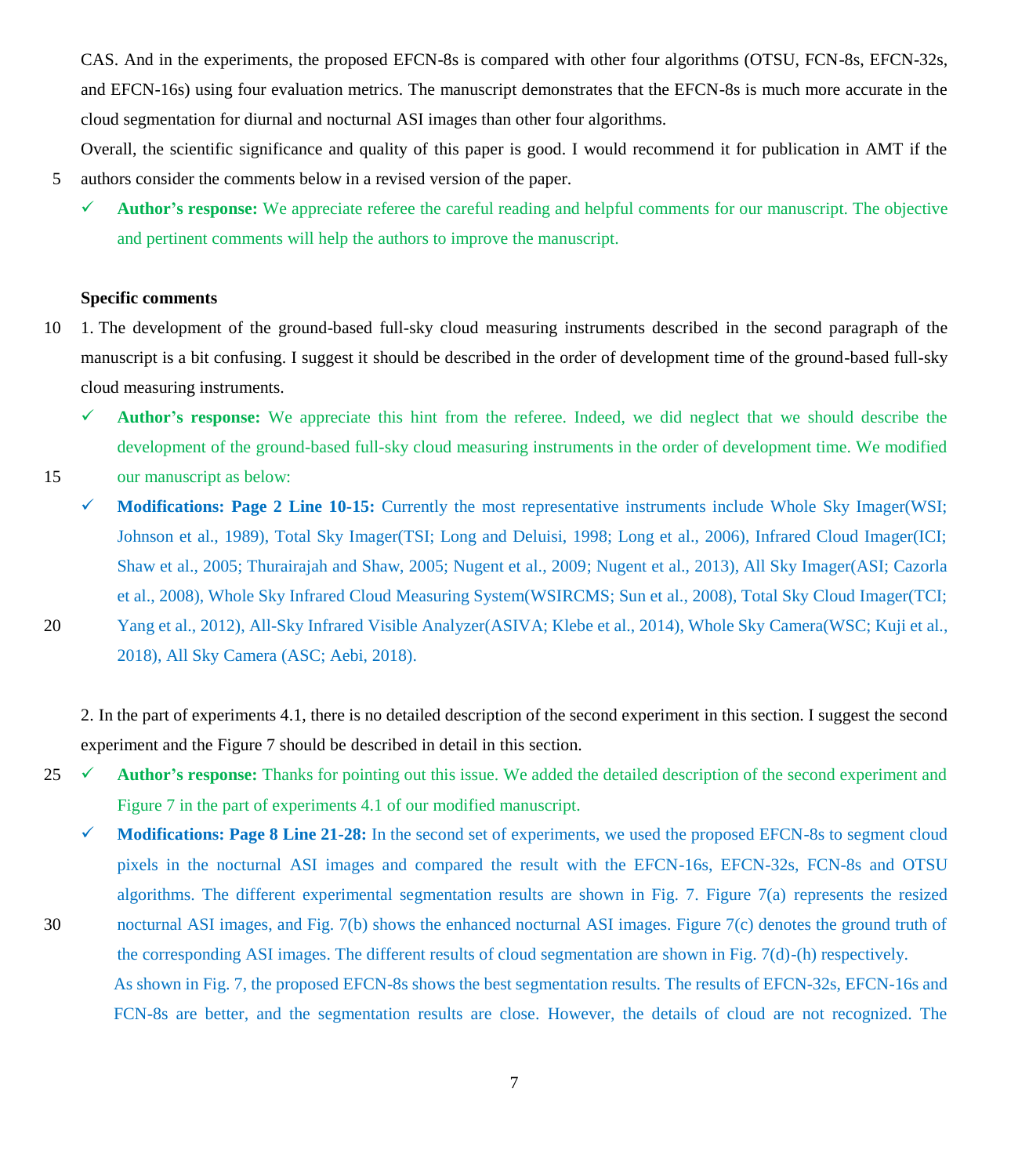CAS. And in the experiments, the proposed EFCN-8s is compared with other four algorithms (OTSU, FCN-8s, EFCN-32s, and EFCN-16s) using four evaluation metrics. The manuscript demonstrates that the EFCN-8s is much more accurate in the cloud segmentation for diurnal and nocturnal ASI images than other four algorithms.

Overall, the scientific significance and quality of this paper is good. I would recommend it for publication in AMT if the authors consider the comments below in a revised version of the paper.

- ✓ **Author's response:** We appreciate referee the careful reading and helpful comments for our manuscript. The objective and pertinent comments will help the authors to improve the manuscript.

**Specific comments**

1. The development of the ground-based full-sky cloud measuring instruments described in the second paragraph of the manuscript is a bit confusing. I suggest it should be described in the order of development time of the ground-based full-sky cloud measuring instruments.

- ✓ **Author's response:** We appreciate this hint from the referee. Indeed, we did neglect that we should describe the development of the ground-based full-sky cloud measuring instruments in the order of development time. We modified our manuscript as below:
- ✓ **Modifications: Page 2 Line 10-15:** Currently the most representative instruments include Whole Sky Imager(WSI; Johnson et al., 1989), Total Sky Imager(TSI; Long and Deluisi, 1998; Long et al., 2006), Infrared Cloud Imager(ICI; Shaw et al., 2005; Thurairajah and Shaw, 2005; Nugent et al., 2009; Nugent et al., 2013), All Sky Imager(ASI; Cazorla et al., 2008), Whole Sky Infrared Cloud Measuring System(WSIRCMS; Sun et al., 2008), Total Sky Cloud Imager(TCI; Yang et al., 2012), All-Sky Infrared Visible Analyzer(ASIVA; Klebe et al., 2014), Whole Sky Camera(WSC; Kuji et al., 2018), All Sky Camera (ASC; Aebi, 2018).

2. In the part of experiments 4.1, there is no detailed description of the second experiment in this section. I suggest the second experiment and the Figure 7 should be described in detail in this section.

- ✓ **Author's response:** Thanks for pointing out this issue. We added the detailed description of the second experiment and Figure 7 in the part of experiments 4.1 of our modified manuscript.
- ✓ **Modifications: Page 8 Line 21-28:** In the second set of experiments, we used the proposed EFCN-8s to segment cloud pixels in the nocturnal ASI images and compared the result with the EFCN-16s, EFCN-32s, FCN-8s and OTSU algorithms. The different experimental segmentation results are shown in Fig. 7. Figure 7(a) represents the resized nocturnal ASI images, and Fig. 7(b) shows the enhanced nocturnal ASI images. Figure 7(c) denotes the ground truth of the corresponding ASI images. The different results of cloud segmentation are shown in Fig. 7(d)-(h) respectively.

  As shown in Fig. 7, the proposed EFCN-8s shows the best segmentation results. The results of EFCN-32s, EFCN-16s and FCN-8s are better, and the segmentation results are close. However, the details of cloud are not recognized. The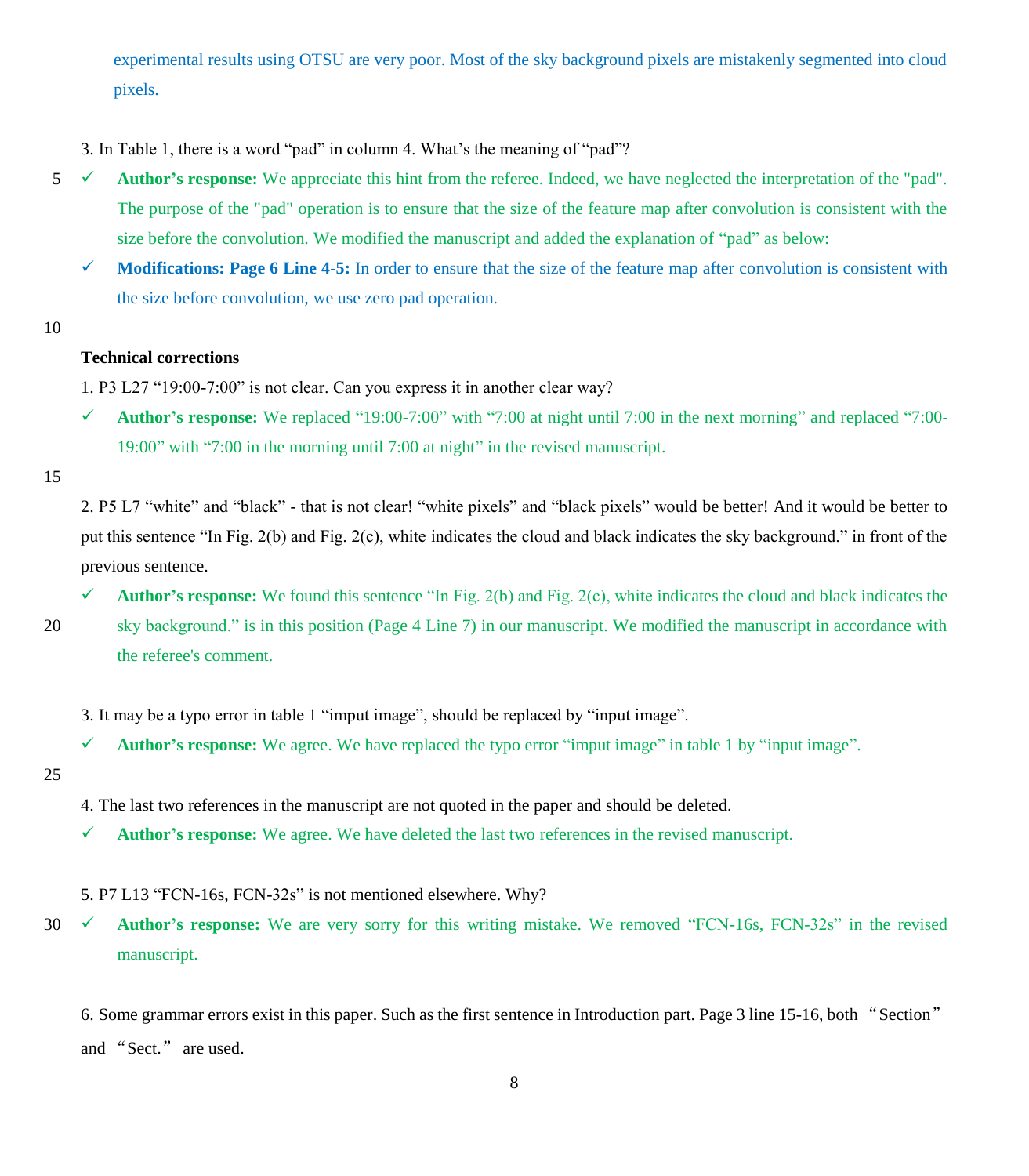experimental results using OTSU are very poor. Most of the sky background pixels are mistakenly segmented into cloud pixels.

3. In Table 1, there is a word “pad” in column 4. What’s the meaning of “pad”?

- ✓ **Author’s response:** We appreciate this hint from the referee. Indeed, we have neglected the interpretation of the "pad". The purpose of the "pad" operation is to ensure that the size of the feature map after convolution is consistent with the size before the convolution. We modified the manuscript and added the explanation of “pad” as below:
- ✓ **Modifications: Page 6 Line 4-5:** In order to ensure that the size of the feature map after convolution is consistent with the size before convolution, we use zero pad operation.

**Technical corrections**

1. P3 L27 “19:00-7:00” is not clear. Can you express it in another clear way?

- ✓ **Author’s response:** We replaced “19:00-7:00” with “7:00 at night until 7:00 in the next morning” and replaced “7:00-19:00” with “7:00 in the morning until 7:00 at night” in the revised manuscript.

2. P5 L7 “white” and “black” - that is not clear! “white pixels” and “black pixels” would be better! And it would be better to put this sentence “In Fig. 2(b) and Fig. 2(c), white indicates the cloud and black indicates the sky background.” in front of the previous sentence.

- ✓ **Author’s response:** We found this sentence “In Fig. 2(b) and Fig. 2(c), white indicates the cloud and black indicates the sky background.” is in this position (Page 4 Line 7) in our manuscript. We modified the manuscript in accordance with the referee's comment.

3. It may be a typo error in table 1 “imput image”, should be replaced by “input image”.

- ✓ **Author’s response:** We agree. We have replaced the typo error “imput image” in table 1 by “input image”.

4. The last two references in the manuscript are not quoted in the paper and should be deleted.

- ✓ **Author’s response:** We agree. We have deleted the last two references in the revised manuscript.

5. P7 L13 “FCN-16s, FCN-32s” is not mentioned elsewhere. Why?

- ✓ **Author’s response:** We are very sorry for this writing mistake. We removed “FCN-16s, FCN-32s” in the revised manuscript.

6. Some grammar errors exist in this paper. Such as the first sentence in Introduction part. Page 3 line 15-16, both “Section” and “Sect.” are used.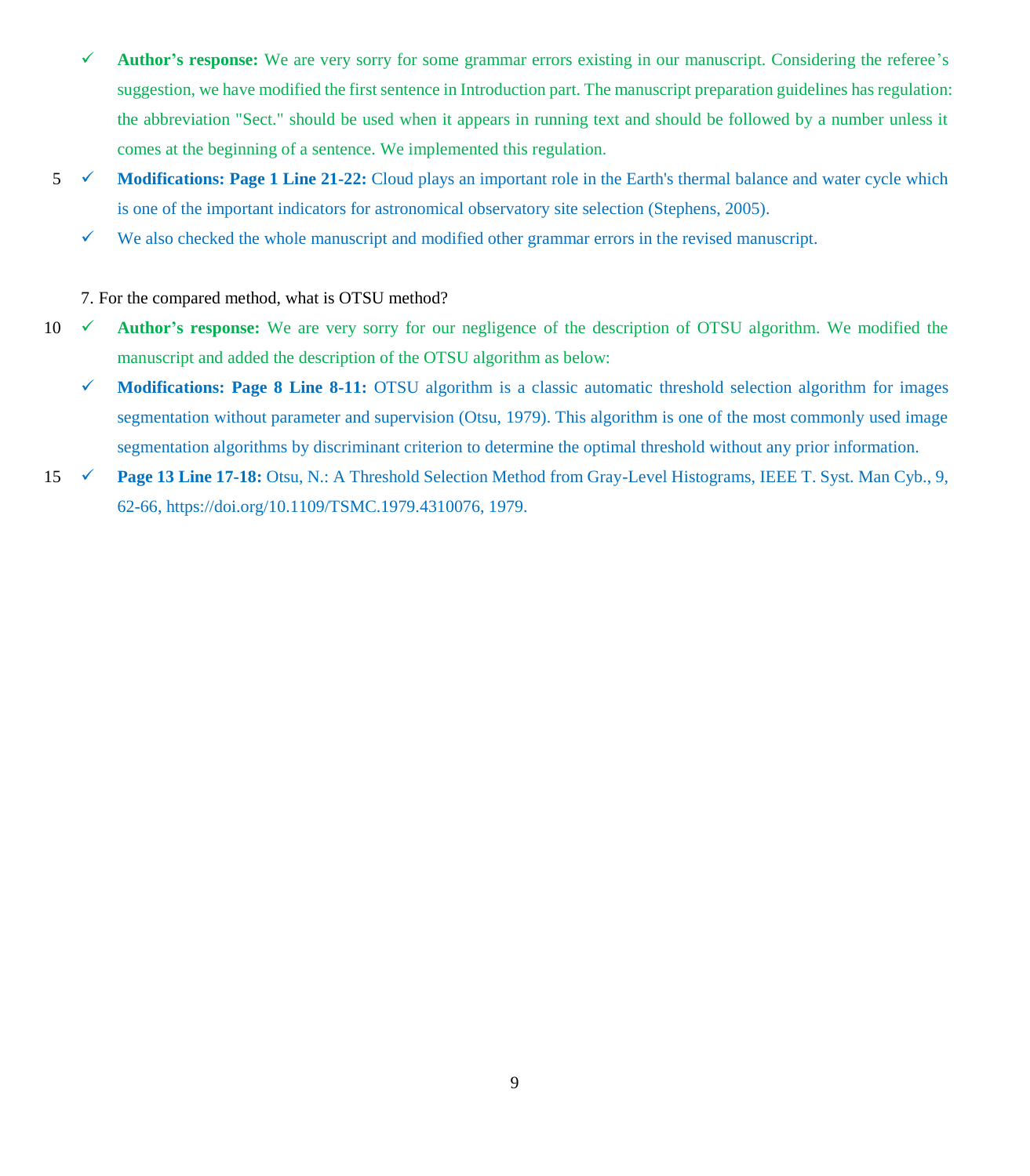- ✓ **Author's response:** We are very sorry for some grammar errors existing in our manuscript. Considering the referee's suggestion, we have modified the first sentence in Introduction part. The manuscript preparation guidelines has regulation: the abbreviation "Sect." should be used when it appears in running text and should be followed by a number unless it comes at the beginning of a sentence. We implemented this regulation.
- ✓ **Modifications: Page 1 Line 21-22:** Cloud plays an important role in the Earth's thermal balance and water cycle which is one of the important indicators for astronomical observatory site selection (Stephens, 2005).
- ✓ We also checked the whole manuscript and modified other grammar errors in the revised manuscript.

7. For the compared method, what is OTSU method?

- ✓ **Author's response:** We are very sorry for our negligence of the description of OTSU algorithm. We modified the manuscript and added the description of the OTSU algorithm as below:
- ✓ **Modifications: Page 8 Line 8-11:** OTSU algorithm is a classic automatic threshold selection algorithm for images segmentation without parameter and supervision (Otsu, 1979). This algorithm is one of the most commonly used image segmentation algorithms by discriminant criterion to determine the optimal threshold without any prior information.
- ✓ **Page 13 Line 17-18:** Otsu, N.: A Threshold Selection Method from Gray-Level Histograms, IEEE T. Syst. Man Cyb., 9, 62-66, https://doi.org/10.1109/TSMC.1979.4310076, 1979.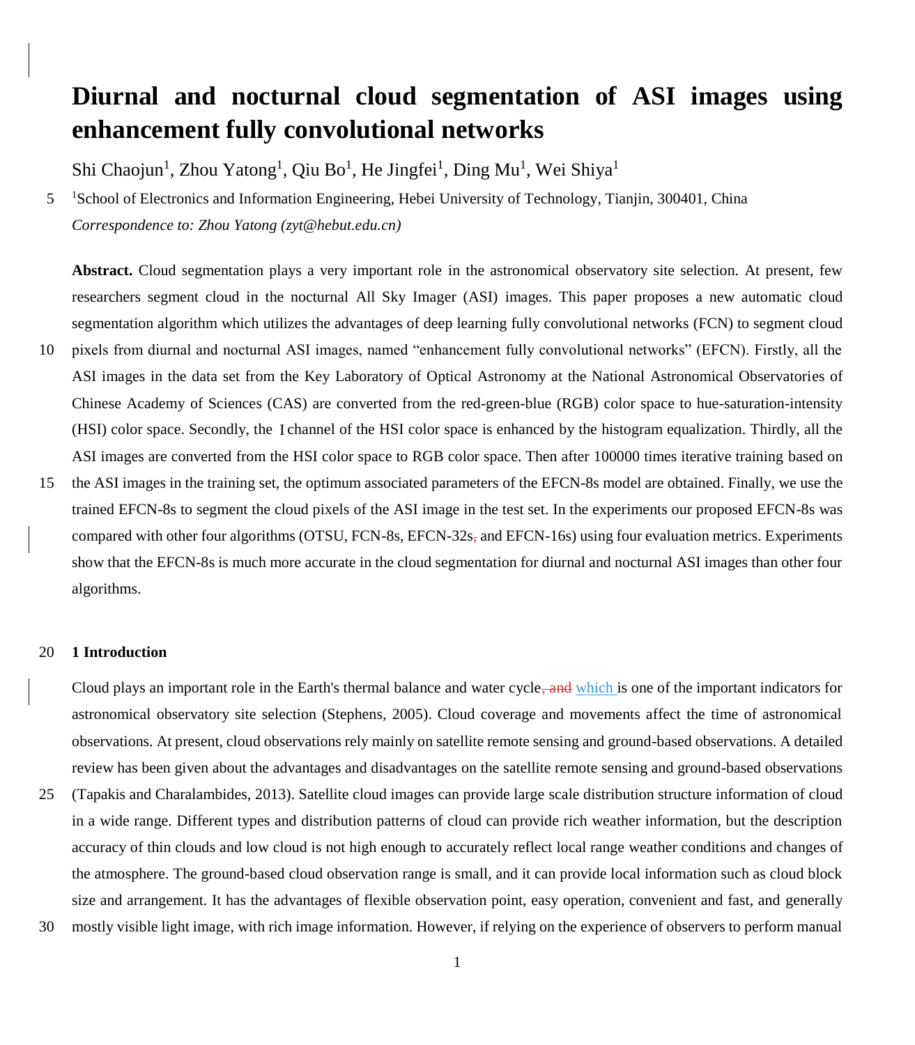# Diurnal and nocturnal cloud segmentation of ASI images using enhancement fully convolutional networks

Shi Chaojun[1], Zhou Yatong[1], Qiu Bo[1], He Jingfei[1], Ding Mu[1], Wei Shiya[1]

[1]School of Electronics and Information Engineering, Hebei University of Technology, Tianjin, 300401, China

*Correspondence to: Zhou Yatong (zyt@hebut.edu.cn)*

**Abstract.** Cloud segmentation plays a very important role in the astronomical observatory site selection. At present, few researchers segment cloud in the nocturnal All Sky Imager (ASI) images. This paper proposes a new automatic cloud segmentation algorithm which utilizes the advantages of deep learning fully convolutional networks (FCN) to segment cloud pixels from diurnal and nocturnal ASI images, named "enhancement fully convolutional networks" (EFCN). Firstly, all the ASI images in the data set from the Key Laboratory of Optical Astronomy at the National Astronomical Observatories of Chinese Academy of Sciences (CAS) are converted from the red-green-blue (RGB) color space to hue-saturation-intensity (HSI) color space. Secondly, the I channel of the HSI color space is enhanced by the histogram equalization. Thirdly, all the ASI images are converted from the HSI color space to RGB color space. Then after 100000 times iterative training based on the ASI images in the training set, the optimum associated parameters of the EFCN-8s model are obtained. Finally, we use the trained EFCN-8s to segment the cloud pixels of the ASI image in the test set. In the experiments our proposed EFCN-8s was compared with other four algorithms (OTSU, FCN-8s, EFCN-32s, and EFCN-16s) using four evaluation metrics. Experiments show that the EFCN-8s is much more accurate in the cloud segmentation for diurnal and nocturnal ASI images than other four algorithms.

## 1 Introduction

Cloud plays an important role in the Earth's thermal balance and water cycle, ~~and~~ which is one of the important indicators for astronomical observatory site selection (Stephens, 2005). Cloud coverage and movements affect the time of astronomical observations. At present, cloud observations rely mainly on satellite remote sensing and ground-based observations. A detailed review has been given about the advantages and disadvantages on the satellite remote sensing and ground-based observations (Tapakis and Charalambides, 2013). Satellite cloud images can provide large scale distribution structure information of cloud in a wide range. Different types and distribution patterns of cloud can provide rich weather information, but the description accuracy of thin clouds and low cloud is not high enough to accurately reflect local range weather conditions and changes of the atmosphere. The ground-based cloud observation range is small, and it can provide local information such as cloud block size and arrangement. It has the advantages of flexible observation point, easy operation, convenient and fast, and generally mostly visible light image, with rich image information. However, if relying on the experience of observers to perform manual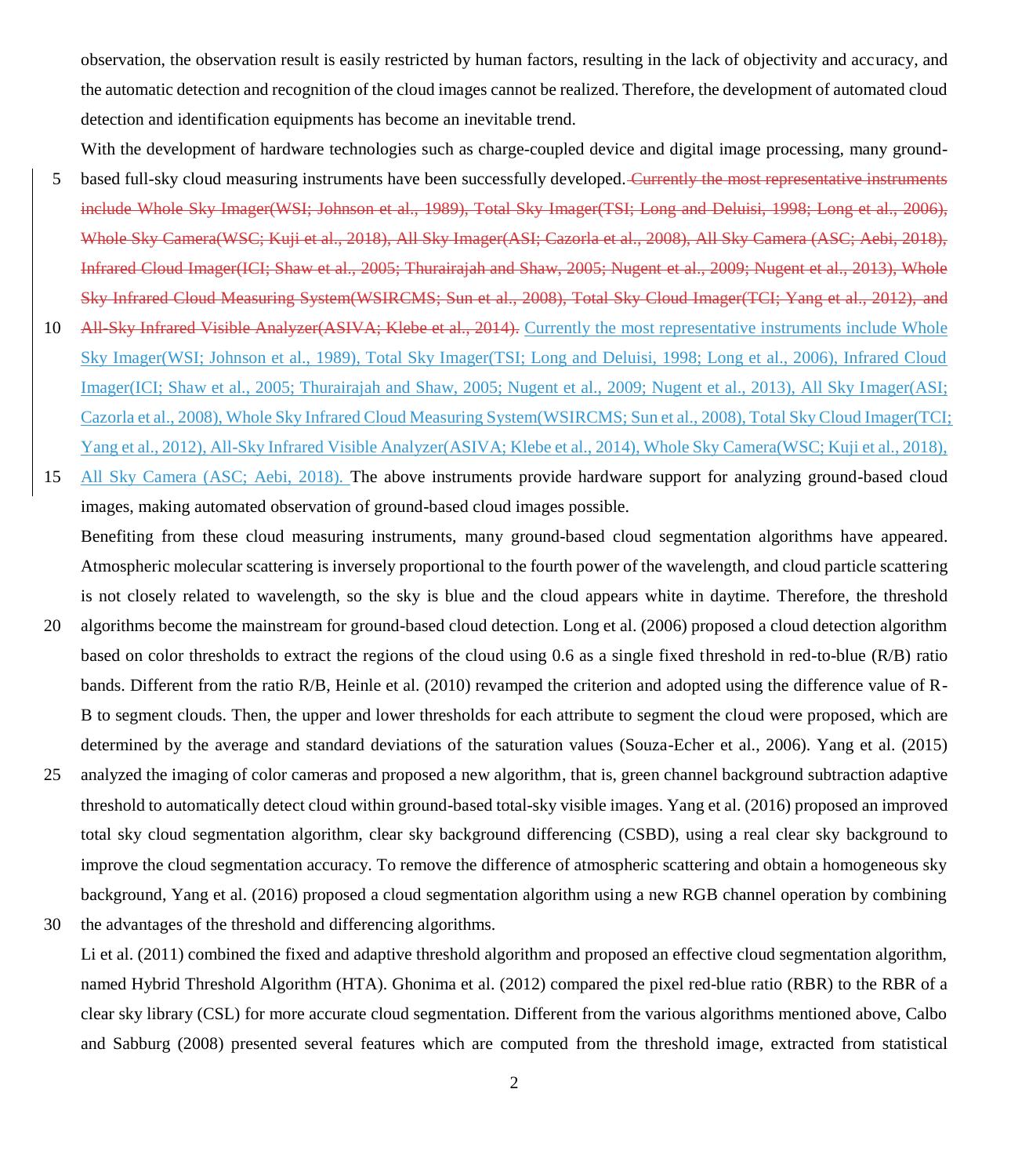observation, the observation result is easily restricted by human factors, resulting in the lack of objectivity and accuracy, and the automatic detection and recognition of the cloud images cannot be realized. Therefore, the development of automated cloud detection and identification equipments has become an inevitable trend.

With the development of hardware technologies such as charge-coupled device and digital image processing, many ground-based full-sky cloud measuring instruments have been successfully developed. ~~Currently the most representative instruments include Whole Sky Imager(WSI; Johnson et al., 1989), Total Sky Imager(TSI; Long and Deluisi, 1998; Long et al., 2006), Whole Sky Camera(WSC; Kuji et al., 2018), All Sky Imager(ASI; Cazorla et al., 2008), All Sky Camera (ASC; Aebi, 2018), Infrared Cloud Imager(ICI; Shaw et al., 2005; Thurairajah and Shaw, 2005; Nugent et al., 2009; Nugent et al., 2013), Whole Sky Infrared Cloud Measuring System(WSIRCMS; Sun et al., 2008), Total Sky Cloud Imager(TCI; Yang et al., 2012), and All-Sky Infrared Visible Analyzer(ASIVA; Klebe et al., 2014).~~ Currently the most representative instruments include Whole Sky Imager(WSI; Johnson et al., 1989), Total Sky Imager(TSI; Long and Deluisi, 1998; Long et al., 2006), Infrared Cloud Imager(ICI; Shaw et al., 2005; Thurairajah and Shaw, 2005; Nugent et al., 2009; Nugent et al., 2013), All Sky Imager(ASI; Cazorla et al., 2008), Whole Sky Infrared Cloud Measuring System(WSIRCMS; Sun et al., 2008), Total Sky Cloud Imager(TCI; Yang et al., 2012), All-Sky Infrared Visible Analyzer(ASIVA; Klebe et al., 2014), Whole Sky Camera(WSC; Kuji et al., 2018), All Sky Camera (ASC; Aebi, 2018). The above instruments provide hardware support for analyzing ground-based cloud images, making automated observation of ground-based cloud images possible.

Benefiting from these cloud measuring instruments, many ground-based cloud segmentation algorithms have appeared. Atmospheric molecular scattering is inversely proportional to the fourth power of the wavelength, and cloud particle scattering is not closely related to wavelength, so the sky is blue and the cloud appears white in daytime. Therefore, the threshold algorithms become the mainstream for ground-based cloud detection. Long et al. (2006) proposed a cloud detection algorithm based on color thresholds to extract the regions of the cloud using 0.6 as a single fixed threshold in red-to-blue (R/B) ratio bands. Different from the ratio R/B, Heinle et al. (2010) revamped the criterion and adopted using the difference value of R-B to segment clouds. Then, the upper and lower thresholds for each attribute to segment the cloud were proposed, which are determined by the average and standard deviations of the saturation values (Souza-Echer et al., 2006). Yang et al. (2015) analyzed the imaging of color cameras and proposed a new algorithm, that is, green channel background subtraction adaptive threshold to automatically detect cloud within ground-based total-sky visible images. Yang et al. (2016) proposed an improved total sky cloud segmentation algorithm, clear sky background differencing (CSBD), using a real clear sky background to improve the cloud segmentation accuracy. To remove the difference of atmospheric scattering and obtain a homogeneous sky background, Yang et al. (2016) proposed a cloud segmentation algorithm using a new RGB channel operation by combining the advantages of the threshold and differencing algorithms.

Li et al. (2011) combined the fixed and adaptive threshold algorithm and proposed an effective cloud segmentation algorithm, named Hybrid Threshold Algorithm (HTA). Ghonima et al. (2012) compared the pixel red-blue ratio (RBR) to the RBR of a clear sky library (CSL) for more accurate cloud segmentation. Different from the various algorithms mentioned above, Calbo and Sabburg (2008) presented several features which are computed from the threshold image, extracted from statistical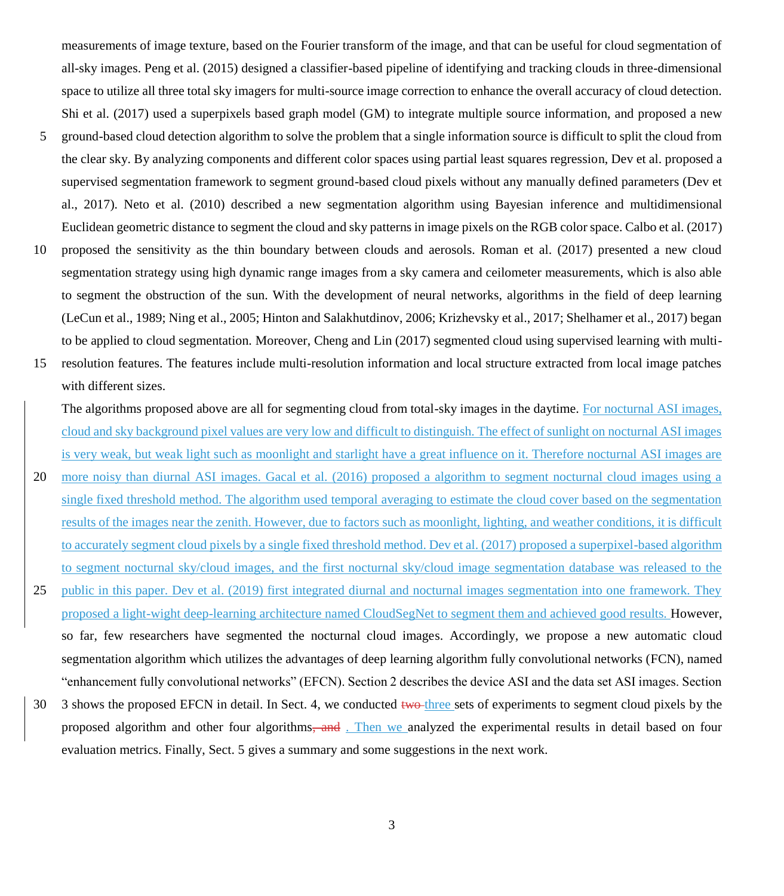measurements of image texture, based on the Fourier transform of the image, and that can be useful for cloud segmentation of all-sky images. Peng et al. (2015) designed a classifier-based pipeline of identifying and tracking clouds in three-dimensional space to utilize all three total sky imagers for multi-source image correction to enhance the overall accuracy of cloud detection. Shi et al. (2017) used a superpixels based graph model (GM) to integrate multiple source information, and proposed a new ground-based cloud detection algorithm to solve the problem that a single information source is difficult to split the cloud from the clear sky. By analyzing components and different color spaces using partial least squares regression, Dev et al. proposed a supervised segmentation framework to segment ground-based cloud pixels without any manually defined parameters (Dev et al., 2017). Neto et al. (2010) described a new segmentation algorithm using Bayesian inference and multidimensional Euclidean geometric distance to segment the cloud and sky patterns in image pixels on the RGB color space. Calbo et al. (2017) proposed the sensitivity as the thin boundary between clouds and aerosols. Roman et al. (2017) presented a new cloud segmentation strategy using high dynamic range images from a sky camera and ceilometer measurements, which is also able to segment the obstruction of the sun. With the development of neural networks, algorithms in the field of deep learning (LeCun et al., 1989; Ning et al., 2005; Hinton and Salakhutdinov, 2006; Krizhevsky et al., 2017; Shelhamer et al., 2017) began to be applied to cloud segmentation. Moreover, Cheng and Lin (2017) segmented cloud using supervised learning with multi-resolution features. The features include multi-resolution information and local structure extracted from local image patches with different sizes.

The algorithms proposed above are all for segmenting cloud from total-sky images in the daytime. For nocturnal ASI images, cloud and sky background pixel values are very low and difficult to distinguish. The effect of sunlight on nocturnal ASI images is very weak, but weak light such as moonlight and starlight have a great influence on it. Therefore nocturnal ASI images are more noisy than diurnal ASI images. Gacal et al. (2016) proposed a algorithm to segment nocturnal cloud images using a single fixed threshold method. The algorithm used temporal averaging to estimate the cloud cover based on the segmentation results of the images near the zenith. However, due to factors such as moonlight, lighting, and weather conditions, it is difficult to accurately segment cloud pixels by a single fixed threshold method. Dev et al. (2017) proposed a superpixel-based algorithm to segment nocturnal sky/cloud images, and the first nocturnal sky/cloud image segmentation database was released to the public in this paper. Dev et al. (2019) first integrated diurnal and nocturnal images segmentation into one framework. They proposed a light-wight deep-learning architecture named CloudSegNet to segment them and achieved good results. However, so far, few researchers have segmented the nocturnal cloud images. Accordingly, we propose a new automatic cloud segmentation algorithm which utilizes the advantages of deep learning algorithm fully convolutional networks (FCN), named "enhancement fully convolutional networks" (EFCN). Section 2 describes the device ASI and the data set ASI images. Section 3 shows the proposed EFCN in detail. In Sect. 4, we conducted ~~two~~ three sets of experiments to segment cloud pixels by the proposed algorithm and other four algorithms~~, and~~ . Then we analyzed the experimental results in detail based on four evaluation metrics. Finally, Sect. 5 gives a summary and some suggestions in the next work.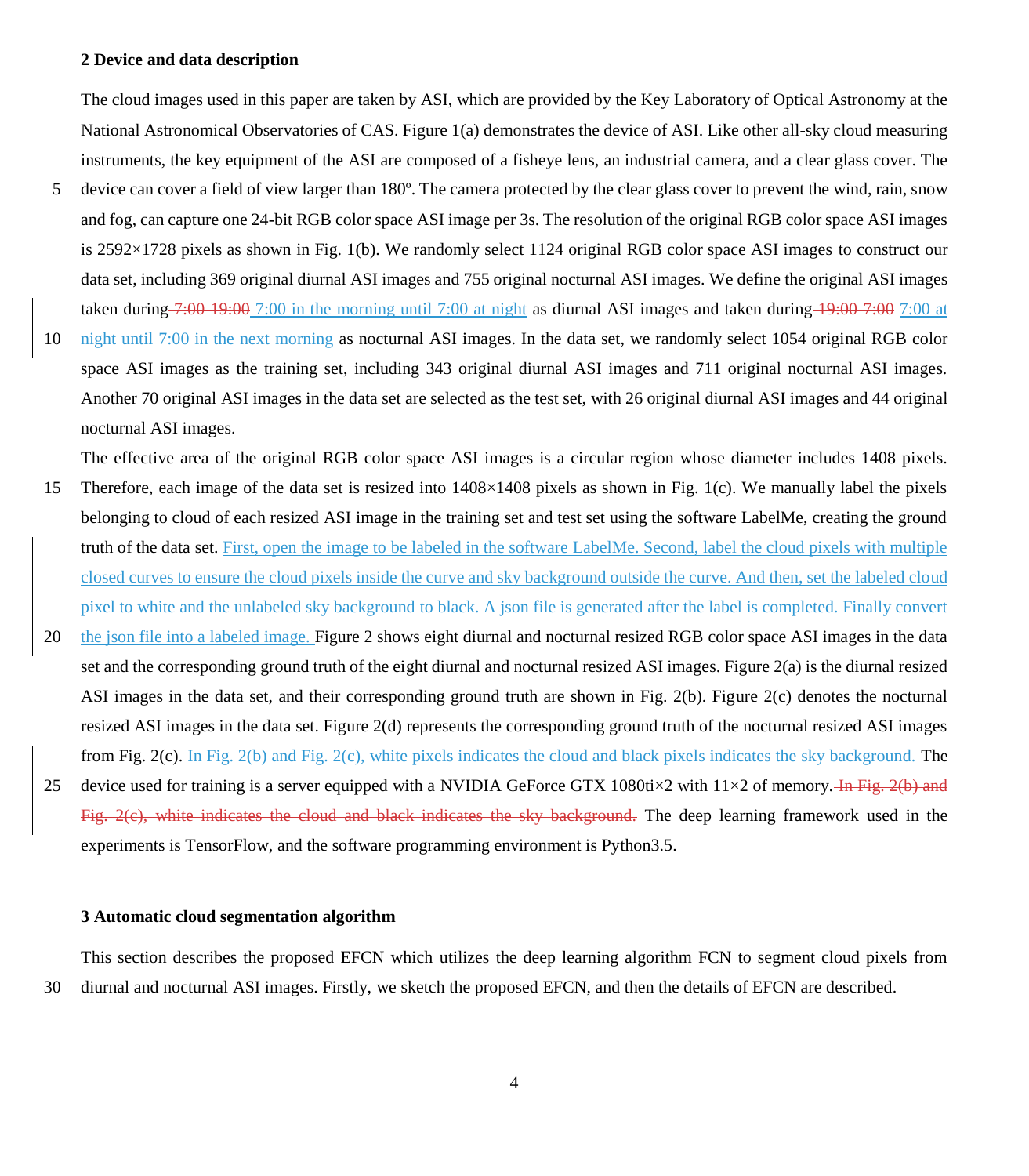## 2 Device and data description

The cloud images used in this paper are taken by ASI, which are provided by the Key Laboratory of Optical Astronomy at the National Astronomical Observatories of CAS. Figure 1(a) demonstrates the device of ASI. Like other all-sky cloud measuring instruments, the key equipment of the ASI are composed of a fisheye lens, an industrial camera, and a clear glass cover. The device can cover a field of view larger than 180º. The camera protected by the clear glass cover to prevent the wind, rain, snow and fog, can capture one 24-bit RGB color space ASI image per 3s. The resolution of the original RGB color space ASI images is 2592×1728 pixels as shown in Fig. 1(b). We randomly select 1124 original RGB color space ASI images to construct our data set, including 369 original diurnal ASI images and 755 original nocturnal ASI images. We define the original ASI images taken during ~~7:00-19:00~~ 7:00 in the morning until 7:00 at night as diurnal ASI images and taken during ~~19:00-7:00~~ 7:00 at night until 7:00 in the next morning as nocturnal ASI images. In the data set, we randomly select 1054 original RGB color space ASI images as the training set, including 343 original diurnal ASI images and 711 original nocturnal ASI images. Another 70 original ASI images in the data set are selected as the test set, with 26 original diurnal ASI images and 44 original nocturnal ASI images.

The effective area of the original RGB color space ASI images is a circular region whose diameter includes 1408 pixels. Therefore, each image of the data set is resized into 1408×1408 pixels as shown in Fig. 1(c). We manually label the pixels belonging to cloud of each resized ASI image in the training set and test set using the software LabelMe, creating the ground truth of the data set. First, open the image to be labeled in the software LabelMe. Second, label the cloud pixels with multiple closed curves to ensure the cloud pixels inside the curve and sky background outside the curve. And then, set the labeled cloud pixel to white and the unlabeled sky background to black. A json file is generated after the label is completed. Finally convert the json file into a labeled image. Figure 2 shows eight diurnal and nocturnal resized RGB color space ASI images in the data set and the corresponding ground truth of the eight diurnal and nocturnal resized ASI images. Figure 2(a) is the diurnal resized ASI images in the data set, and their corresponding ground truth are shown in Fig. 2(b). Figure 2(c) denotes the nocturnal resized ASI images in the data set. Figure 2(d) represents the corresponding ground truth of the nocturnal resized ASI images from Fig. 2(c). In Fig. 2(b) and Fig. 2(c), white pixels indicates the cloud and black pixels indicates the sky background. The device used for training is a server equipped with a NVIDIA GeForce GTX 1080ti×2 with 11×2 of memory. ~~In Fig. 2(b) and Fig. 2(c), white indicates the cloud and black indicates the sky background.~~ The deep learning framework used in the experiments is TensorFlow, and the software programming environment is Python3.5.

## 3 Automatic cloud segmentation algorithm

This section describes the proposed EFCN which utilizes the deep learning algorithm FCN to segment cloud pixels from diurnal and nocturnal ASI images. Firstly, we sketch the proposed EFCN, and then the details of EFCN are described.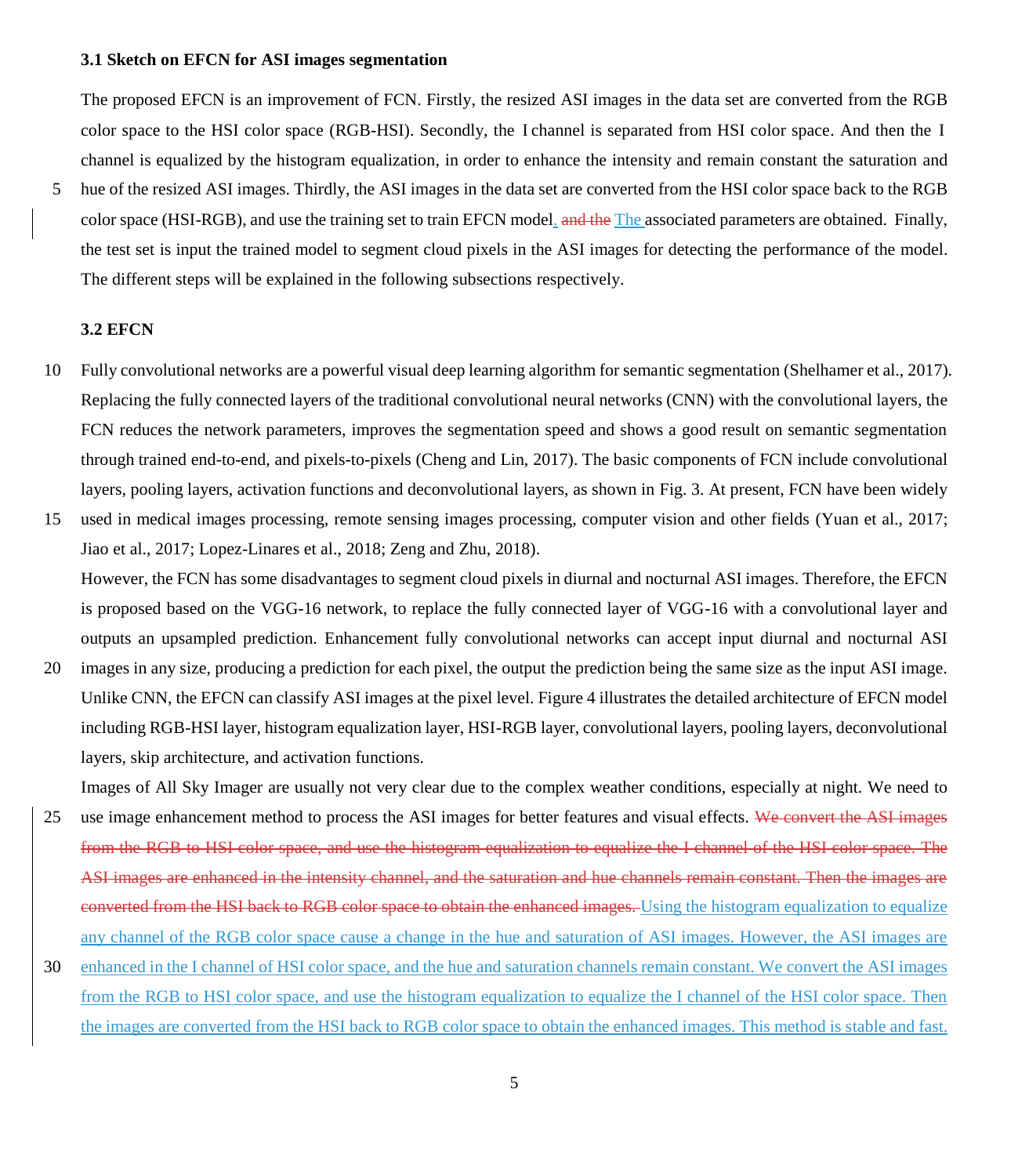### 3.1 Sketch on EFCN for ASI images segmentation

The proposed EFCN is an improvement of FCN. Firstly, the resized ASI images in the data set are converted from the RGB color space to the HSI color space (RGB-HSI). Secondly, the I channel is separated from HSI color space. And then the I channel is equalized by the histogram equalization, in order to enhance the intensity and remain constant the saturation and hue of the resized ASI images. Thirdly, the ASI images in the data set are converted from the HSI color space back to the RGB color space (HSI-RGB), and use the training set to train EFCN model. ~~and the~~ The associated parameters are obtained. Finally, the test set is input the trained model to segment cloud pixels in the ASI images for detecting the performance of the model. The different steps will be explained in the following subsections respectively.

### 3.2 EFCN

Fully convolutional networks are a powerful visual deep learning algorithm for semantic segmentation (Shelhamer et al., 2017). Replacing the fully connected layers of the traditional convolutional neural networks (CNN) with the convolutional layers, the FCN reduces the network parameters, improves the segmentation speed and shows a good result on semantic segmentation through trained end-to-end, and pixels-to-pixels (Cheng and Lin, 2017). The basic components of FCN include convolutional layers, pooling layers, activation functions and deconvolutional layers, as shown in Fig. 3. At present, FCN have been widely used in medical images processing, remote sensing images processing, computer vision and other fields (Yuan et al., 2017; Jiao et al., 2017; Lopez-Linares et al., 2018; Zeng and Zhu, 2018).

However, the FCN has some disadvantages to segment cloud pixels in diurnal and nocturnal ASI images. Therefore, the EFCN is proposed based on the VGG-16 network, to replace the fully connected layer of VGG-16 with a convolutional layer and outputs an upsampled prediction. Enhancement fully convolutional networks can accept input diurnal and nocturnal ASI images in any size, producing a prediction for each pixel, the output the prediction being the same size as the input ASI image. Unlike CNN, the EFCN can classify ASI images at the pixel level. Figure 4 illustrates the detailed architecture of EFCN model including RGB-HSI layer, histogram equalization layer, HSI-RGB layer, convolutional layers, pooling layers, deconvolutional layers, skip architecture, and activation functions.

Images of All Sky Imager are usually not very clear due to the complex weather conditions, especially at night. We need to use image enhancement method to process the ASI images for better features and visual effects. ~~We convert the ASI images from the RGB to HSI color space, and use the histogram equalization to equalize the I channel of the HSI color space. The ASI images are enhanced in the intensity channel, and the saturation and hue channels remain constant. Then the images are converted from the HSI back to RGB color space to obtain the enhanced images.~~ Using the histogram equalization to equalize any channel of the RGB color space cause a change in the hue and saturation of ASI images. However, the ASI images are enhanced in the I channel of HSI color space, and the hue and saturation channels remain constant. We convert the ASI images from the RGB to HSI color space, and use the histogram equalization to equalize the I channel of the HSI color space. Then the images are converted from the HSI back to RGB color space to obtain the enhanced images. This method is stable and fast.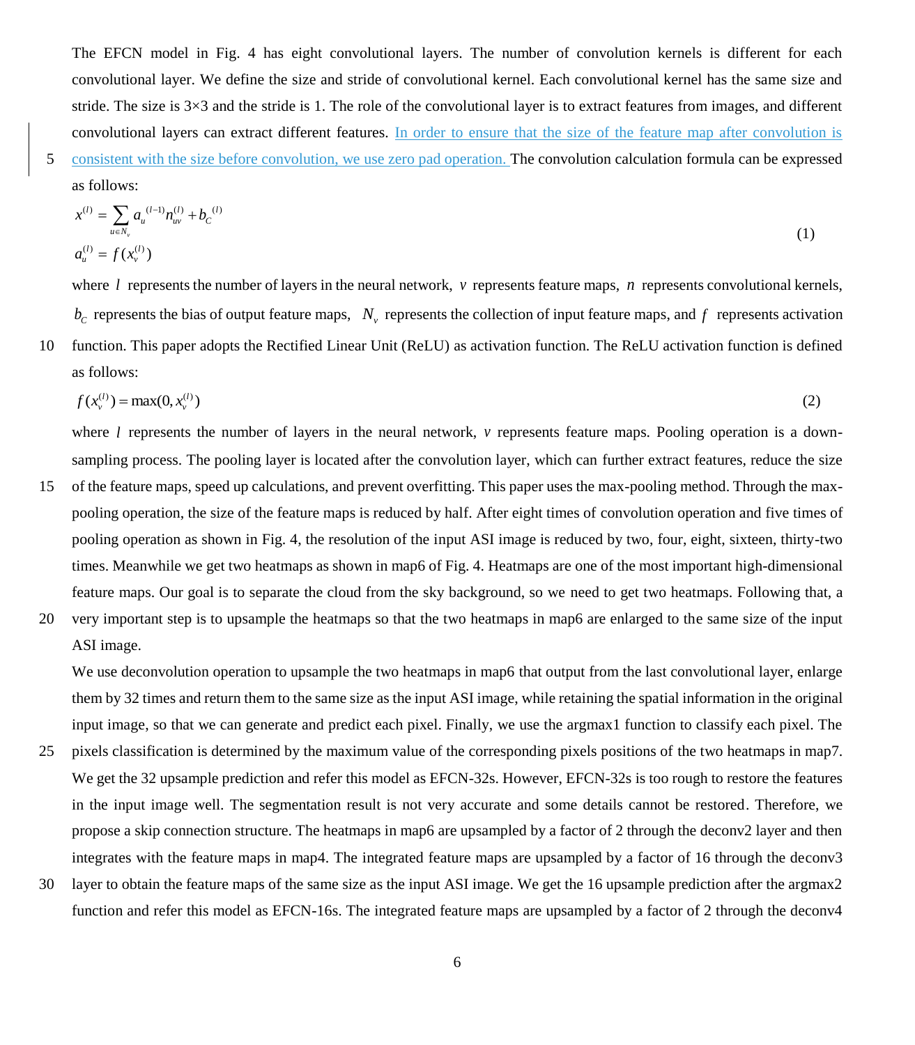The EFCN model in Fig. 4 has eight convolutional layers. The number of convolution kernels is different for each convolutional layer. We define the size and stride of convolutional kernel. Each convolutional kernel has the same size and stride. The size is 3×3 and the stride is 1. The role of the convolutional layer is to extract features from images, and different convolutional layers can extract different features. In order to ensure that the size of the feature map after convolution is consistent with the size before convolution, we use zero pad operation. The convolution calculation formula can be expressed as follows:

$$
\begin{aligned}
x^{(l)} &= \sum_{u \in N_v} a_u^{(l-1)} n_{uv}^{(l)} + b_C^{(l)} \\
a_u^{(l)} &= f(x_v^{(l)})
\end{aligned}
\tag{1}
$$

where $l$ represents the number of layers in the neural network, $v$ represents feature maps, $n$ represents convolutional kernels, $b_C$ represents the bias of output feature maps, $N_v$ represents the collection of input feature maps, and $f$ represents activation function. This paper adopts the Rectified Linear Unit (ReLU) as activation function. The ReLU activation function is defined as follows:

$$
f(x_v^{(l)}) = \max(0, x_v^{(l)})
\tag{2}
$$

where $l$ represents the number of layers in the neural network, $v$ represents feature maps. Pooling operation is a down-sampling process. The pooling layer is located after the convolution layer, which can further extract features, reduce the size of the feature maps, speed up calculations, and prevent overfitting. This paper uses the max-pooling method. Through the max-pooling operation, the size of the feature maps is reduced by half. After eight times of convolution operation and five times of pooling operation as shown in Fig. 4, the resolution of the input ASI image is reduced by two, four, eight, sixteen, thirty-two times. Meanwhile we get two heatmaps as shown in map6 of Fig. 4. Heatmaps are one of the most important high-dimensional feature maps. Our goal is to separate the cloud from the sky background, so we need to get two heatmaps. Following that, a very important step is to upsample the heatmaps so that the two heatmaps in map6 are enlarged to the same size of the input ASI image.

We use deconvolution operation to upsample the two heatmaps in map6 that output from the last convolutional layer, enlarge them by 32 times and return them to the same size as the input ASI image, while retaining the spatial information in the original input image, so that we can generate and predict each pixel. Finally, we use the argmax1 function to classify each pixel. The pixels classification is determined by the maximum value of the corresponding pixels positions of the two heatmaps in map7. We get the 32 upsample prediction and refer this model as EFCN-32s. However, EFCN-32s is too rough to restore the features in the input image well. The segmentation result is not very accurate and some details cannot be restored. Therefore, we propose a skip connection structure. The heatmaps in map6 are upsampled by a factor of 2 through the deconv2 layer and then integrates with the feature maps in map4. The integrated feature maps are upsampled by a factor of 16 through the deconv3 layer to obtain the feature maps of the same size as the input ASI image. We get the 16 upsample prediction after the argmax2 function and refer this model as EFCN-16s. The integrated feature maps are upsampled by a factor of 2 through the deconv4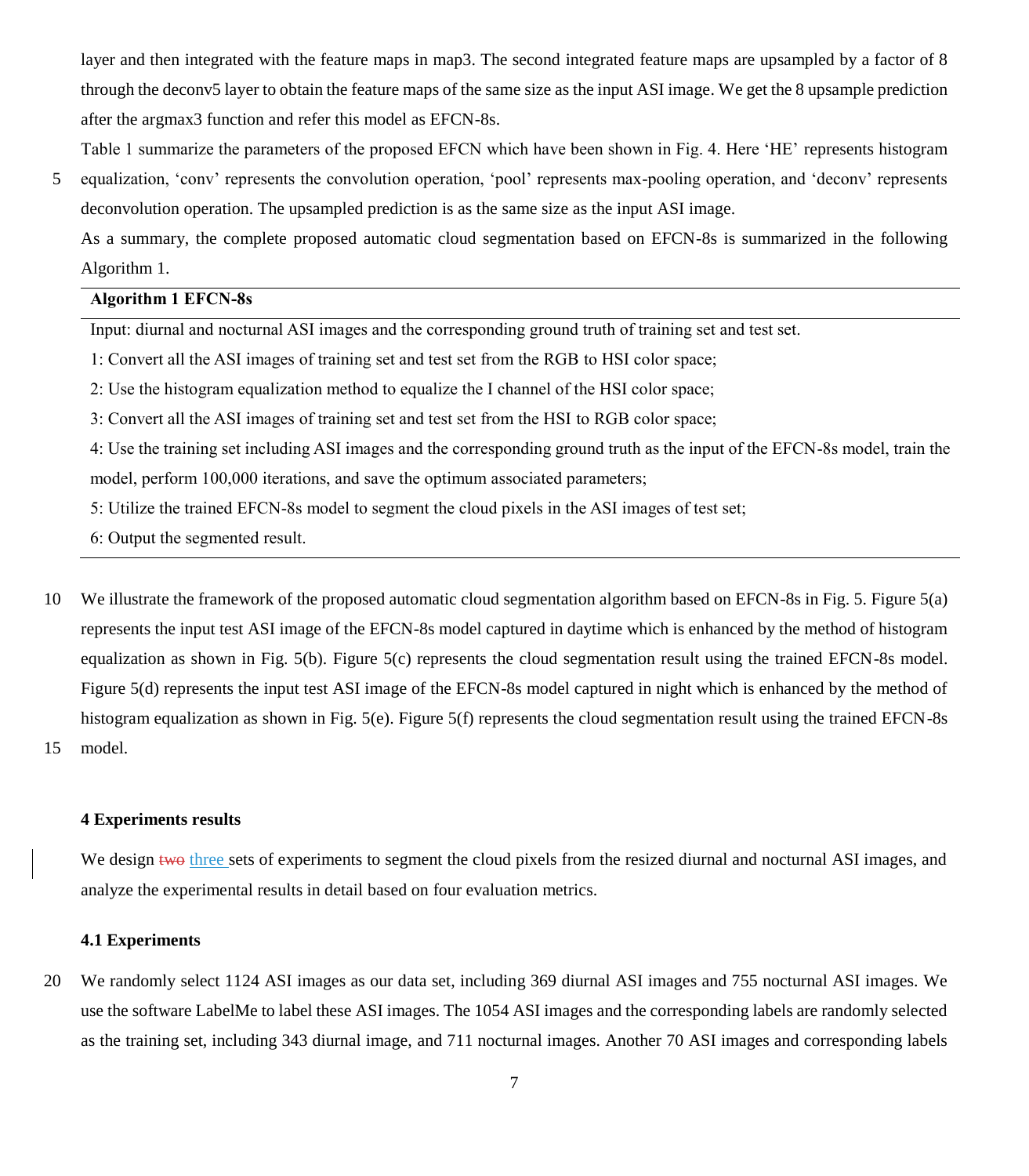layer and then integrated with the feature maps in map3. The second integrated feature maps are upsampled by a factor of 8 through the deconv5 layer to obtain the feature maps of the same size as the input ASI image. We get the 8 upsample prediction after the argmax3 function and refer this model as EFCN-8s.

Table 1 summarize the parameters of the proposed EFCN which have been shown in Fig. 4. Here 'HE' represents histogram equalization, 'conv' represents the convolution operation, 'pool' represents max-pooling operation, and 'deconv' represents deconvolution operation. The upsampled prediction is as the same size as the input ASI image.

As a summary, the complete proposed automatic cloud segmentation based on EFCN-8s is summarized in the following Algorithm 1.

---

**Algorithm 1 EFCN-8s**

---

Input: diurnal and nocturnal ASI images and the corresponding ground truth of training set and test set.

1: Convert all the ASI images of training set and test set from the RGB to HSI color space;

2: Use the histogram equalization method to equalize the I channel of the HSI color space;

3: Convert all the ASI images of training set and test set from the HSI to RGB color space;

4: Use the training set including ASI images and the corresponding ground truth as the input of the EFCN-8s model, train the model, perform 100,000 iterations, and save the optimum associated parameters;

5: Utilize the trained EFCN-8s model to segment the cloud pixels in the ASI images of test set;

6: Output the segmented result.

---

We illustrate the framework of the proposed automatic cloud segmentation algorithm based on EFCN-8s in Fig. 5. Figure 5(a) represents the input test ASI image of the EFCN-8s model captured in daytime which is enhanced by the method of histogram equalization as shown in Fig. 5(b). Figure 5(c) represents the cloud segmentation result using the trained EFCN-8s model. Figure 5(d) represents the input test ASI image of the EFCN-8s model captured in night which is enhanced by the method of histogram equalization as shown in Fig. 5(e). Figure 5(f) represents the cloud segmentation result using the trained EFCN-8s model.

## 4 Experiments results

We design ~~two~~ three sets of experiments to segment the cloud pixels from the resized diurnal and nocturnal ASI images, and analyze the experimental results in detail based on four evaluation metrics.

### 4.1 Experiments

We randomly select 1124 ASI images as our data set, including 369 diurnal ASI images and 755 nocturnal ASI images. We use the software LabelMe to label these ASI images. The 1054 ASI images and the corresponding labels are randomly selected as the training set, including 343 diurnal image, and 711 nocturnal images. Another 70 ASI images and corresponding labels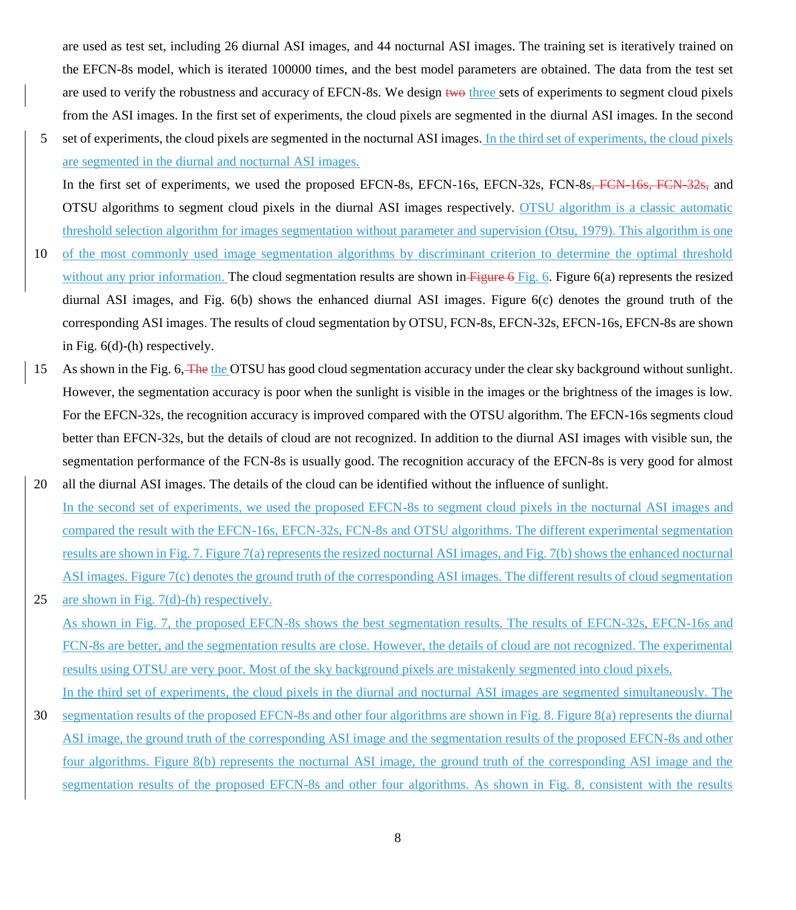are used as test set, including 26 diurnal ASI images, and 44 nocturnal ASI images. The training set is iteratively trained on the EFCN-8s model, which is iterated 100000 times, and the best model parameters are obtained. The data from the test set are used to verify the robustness and accuracy of EFCN-8s. We design ~~two~~ three sets of experiments to segment cloud pixels from the ASI images. In the first set of experiments, the cloud pixels are segmented in the diurnal ASI images. In the second set of experiments, the cloud pixels are segmented in the nocturnal ASI images. In the third set of experiments, the cloud pixels are segmented in the diurnal and nocturnal ASI images.

In the first set of experiments, we used the proposed EFCN-8s, EFCN-16s, EFCN-32s, FCN-8s~~, FCN-16s, FCN-32s,~~ and OTSU algorithms to segment cloud pixels in the diurnal ASI images respectively. OTSU algorithm is a classic automatic threshold selection algorithm for images segmentation without parameter and supervision (Otsu, 1979). This algorithm is one of the most commonly used image segmentation algorithms by discriminant criterion to determine the optimal threshold without any prior information. The cloud segmentation results are shown in ~~Figure 6~~ Fig. 6. Figure 6(a) represents the resized diurnal ASI images, and Fig. 6(b) shows the enhanced diurnal ASI images. Figure 6(c) denotes the ground truth of the corresponding ASI images. The results of cloud segmentation by OTSU, FCN-8s, EFCN-32s, EFCN-16s, EFCN-8s are shown in Fig. 6(d)-(h) respectively.

As shown in the Fig. 6, ~~The~~ the OTSU has good cloud segmentation accuracy under the clear sky background without sunlight. However, the segmentation accuracy is poor when the sunlight is visible in the images or the brightness of the images is low. For the EFCN-32s, the recognition accuracy is improved compared with the OTSU algorithm. The EFCN-16s segments cloud better than EFCN-32s, but the details of cloud are not recognized. In addition to the diurnal ASI images with visible sun, the segmentation performance of the FCN-8s is usually good. The recognition accuracy of the EFCN-8s is very good for almost all the diurnal ASI images. The details of the cloud can be identified without the influence of sunlight.

In the second set of experiments, we used the proposed EFCN-8s to segment cloud pixels in the nocturnal ASI images and compared the result with the EFCN-16s, EFCN-32s, FCN-8s and OTSU algorithms. The different experimental segmentation results are shown in Fig. 7. Figure 7(a) represents the resized nocturnal ASI images, and Fig. 7(b) shows the enhanced nocturnal ASI images. Figure 7(c) denotes the ground truth of the corresponding ASI images. The different results of cloud segmentation are shown in Fig. 7(d)-(h) respectively.

As shown in Fig. 7, the proposed EFCN-8s shows the best segmentation results. The results of EFCN-32s, EFCN-16s and FCN-8s are better, and the segmentation results are close. However, the details of cloud are not recognized. The experimental results using OTSU are very poor. Most of the sky background pixels are mistakenly segmented into cloud pixels.

In the third set of experiments, the cloud pixels in the diurnal and nocturnal ASI images are segmented simultaneously. The segmentation results of the proposed EFCN-8s and other four algorithms are shown in Fig. 8. Figure 8(a) represents the diurnal ASI image, the ground truth of the corresponding ASI image and the segmentation results of the proposed EFCN-8s and other four algorithms. Figure 8(b) represents the nocturnal ASI image, the ground truth of the corresponding ASI image and the segmentation results of the proposed EFCN-8s and other four algorithms. As shown in Fig. 8, consistent with the results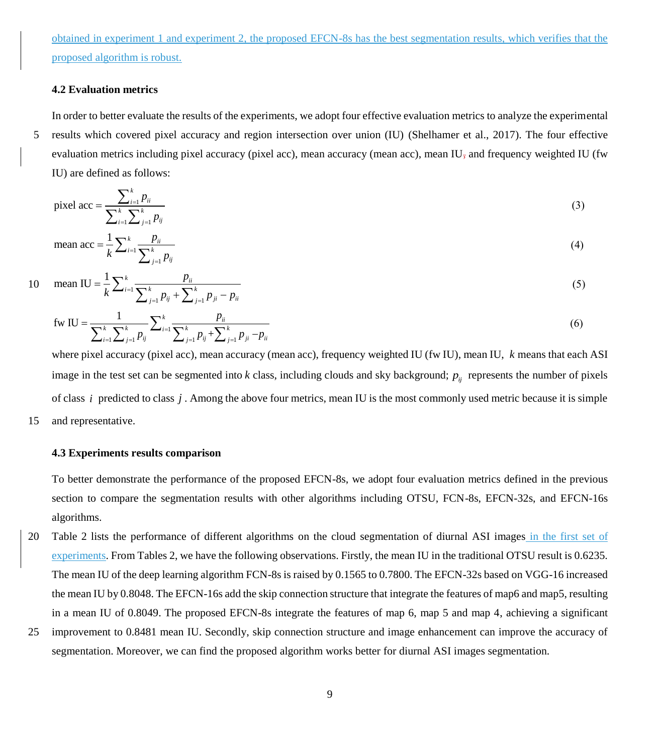obtained in experiment 1 and experiment 2, the proposed EFCN-8s has the best segmentation results, which verifies that the proposed algorithm is robust.

### 4.2 Evaluation metrics

In order to better evaluate the results of the experiments, we adopt four effective evaluation metrics to analyze the experimental results which covered pixel accuracy and region intersection over union (IU) (Shelhamer et al., 2017). The four effective evaluation metrics including pixel accuracy (pixel acc), mean accuracy (mean acc), mean IU, and frequency weighted IU (fw IU) are defined as follows:

$$\text{pixel acc} = \frac{\sum_{i=1}^{k} p_{ii}}{\sum_{i=1}^{k}\sum_{j=1}^{k} p_{ij}} \tag{3}$$

$$\text{mean acc} = \frac{1}{k}\sum_{i=1}^{k} \frac{p_{ii}}{\sum_{j=1}^{k} p_{ij}} \tag{4}$$

$$\text{mean IU} = \frac{1}{k}\sum_{i=1}^{k} \frac{p_{ii}}{\sum_{j=1}^{k} p_{ij} + \sum_{j=1}^{k} p_{ji} - p_{ii}} \tag{5}$$

$$\text{fw IU} = \frac{1}{\sum_{i=1}^{k}\sum_{j=1}^{k} p_{ij}} \sum_{i=1}^{k} \frac{p_{ii}}{\sum_{j=1}^{k} p_{ij} + \sum_{j=1}^{k} p_{ji} - p_{ii}} \tag{6}$$

where pixel accuracy (pixel acc), mean accuracy (mean acc), frequency weighted IU (fw IU), mean IU, $k$ means that each ASI image in the test set can be segmented into $k$ class, including clouds and sky background; $p_{ij}$ represents the number of pixels of class $i$ predicted to class $j$. Among the above four metrics, mean IU is the most commonly used metric because it is simple and representative.

### 4.3 Experiments results comparison

To better demonstrate the performance of the proposed EFCN-8s, we adopt four evaluation metrics defined in the previous section to compare the segmentation results with other algorithms including OTSU, FCN-8s, EFCN-32s, and EFCN-16s algorithms.

Table 2 lists the performance of different algorithms on the cloud segmentation of diurnal ASI images in the first set of experiments. From Tables 2, we have the following observations. Firstly, the mean IU in the traditional OTSU result is 0.6235. The mean IU of the deep learning algorithm FCN-8s is raised by 0.1565 to 0.7800. The EFCN-32s based on VGG-16 increased the mean IU by 0.8048. The EFCN-16s add the skip connection structure that integrate the features of map6 and map5, resulting in a mean IU of 0.8049. The proposed EFCN-8s integrate the features of map 6, map 5 and map 4, achieving a significant improvement to 0.8481 mean IU. Secondly, skip connection structure and image enhancement can improve the accuracy of segmentation. Moreover, we can find the proposed algorithm works better for diurnal ASI images segmentation.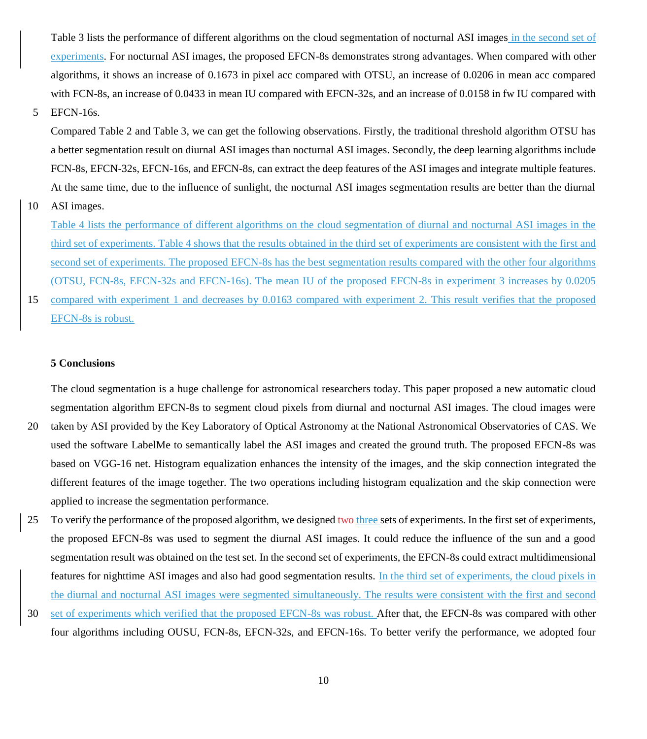Table 3 lists the performance of different algorithms on the cloud segmentation of nocturnal ASI images in the second set of experiments. For nocturnal ASI images, the proposed EFCN-8s demonstrates strong advantages. When compared with other algorithms, it shows an increase of 0.1673 in pixel acc compared with OTSU, an increase of 0.0206 in mean acc compared with FCN-8s, an increase of 0.0433 in mean IU compared with EFCN-32s, and an increase of 0.0158 in fw IU compared with EFCN-16s.

Compared Table 2 and Table 3, we can get the following observations. Firstly, the traditional threshold algorithm OTSU has a better segmentation result on diurnal ASI images than nocturnal ASI images. Secondly, the deep learning algorithms include FCN-8s, EFCN-32s, EFCN-16s, and EFCN-8s, can extract the deep features of the ASI images and integrate multiple features. At the same time, due to the influence of sunlight, the nocturnal ASI images segmentation results are better than the diurnal ASI images.

Table 4 lists the performance of different algorithms on the cloud segmentation of diurnal and nocturnal ASI images in the third set of experiments. Table 4 shows that the results obtained in the third set of experiments are consistent with the first and second set of experiments. The proposed EFCN-8s has the best segmentation results compared with the other four algorithms (OTSU, FCN-8s, EFCN-32s and EFCN-16s). The mean IU of the proposed EFCN-8s in experiment 3 increases by 0.0205 compared with experiment 1 and decreases by 0.0163 compared with experiment 2. This result verifies that the proposed EFCN-8s is robust.

## 5 Conclusions

The cloud segmentation is a huge challenge for astronomical researchers today. This paper proposed a new automatic cloud segmentation algorithm EFCN-8s to segment cloud pixels from diurnal and nocturnal ASI images. The cloud images were taken by ASI provided by the Key Laboratory of Optical Astronomy at the National Astronomical Observatories of CAS. We used the software LabelMe to semantically label the ASI images and created the ground truth. The proposed EFCN-8s was based on VGG-16 net. Histogram equalization enhances the intensity of the images, and the skip connection integrated the different features of the image together. The two operations including histogram equalization and the skip connection were applied to increase the segmentation performance.

To verify the performance of the proposed algorithm, we designed ~~two~~ three sets of experiments. In the first set of experiments, the proposed EFCN-8s was used to segment the diurnal ASI images. It could reduce the influence of the sun and a good segmentation result was obtained on the test set. In the second set of experiments, the EFCN-8s could extract multidimensional features for nighttime ASI images and also had good segmentation results. In the third set of experiments, the cloud pixels in the diurnal and nocturnal ASI images were segmented simultaneously. The results were consistent with the first and second set of experiments which verified that the proposed EFCN-8s was robust. After that, the EFCN-8s was compared with other four algorithms including OUSU, FCN-8s, EFCN-32s, and EFCN-16s. To better verify the performance, we adopted four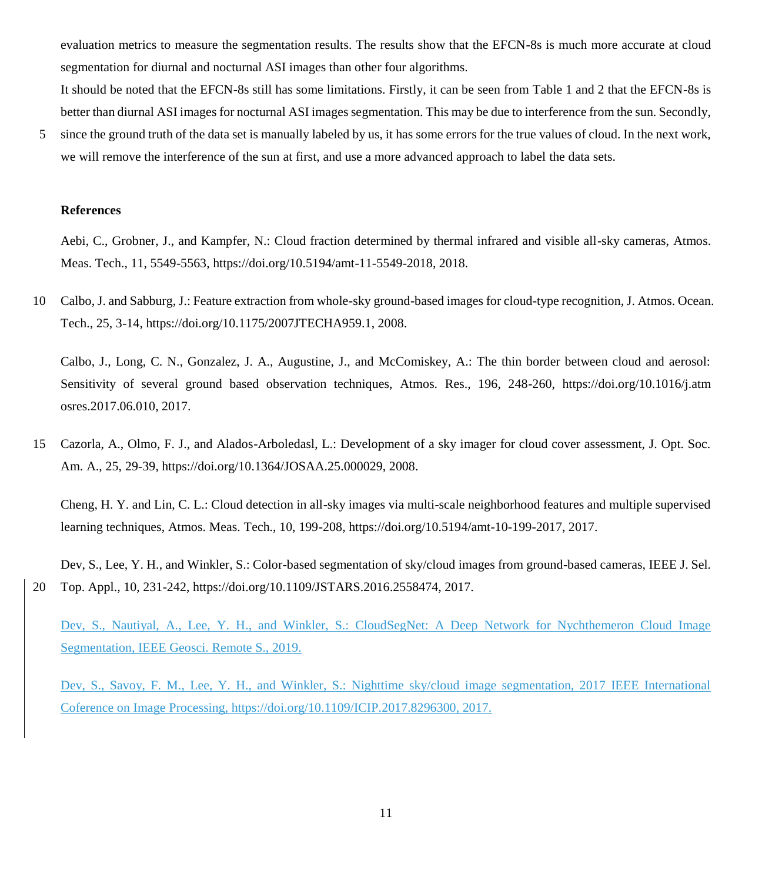evaluation metrics to measure the segmentation results. The results show that the EFCN-8s is much more accurate at cloud segmentation for diurnal and nocturnal ASI images than other four algorithms.

It should be noted that the EFCN-8s still has some limitations. Firstly, it can be seen from Table 1 and 2 that the EFCN-8s is better than diurnal ASI images for nocturnal ASI images segmentation. This may be due to interference from the sun. Secondly, since the ground truth of the data set is manually labeled by us, it has some errors for the true values of cloud. In the next work, we will remove the interference of the sun at first, and use a more advanced approach to label the data sets.

## References

Aebi, C., Grobner, J., and Kampfer, N.: Cloud fraction determined by thermal infrared and visible all-sky cameras, Atmos. Meas. Tech., 11, 5549-5563, https://doi.org/10.5194/amt-11-5549-2018, 2018.

Calbo, J. and Sabburg, J.: Feature extraction from whole-sky ground-based images for cloud-type recognition, J. Atmos. Ocean. Tech., 25, 3-14, https://doi.org/10.1175/2007JTECHA959.1, 2008.

Calbo, J., Long, C. N., Gonzalez, J. A., Augustine, J., and McComiskey, A.: The thin border between cloud and aerosol: Sensitivity of several ground based observation techniques, Atmos. Res., 196, 248-260, https://doi.org/10.1016/j.atmosres.2017.06.010, 2017.

Cazorla, A., Olmo, F. J., and Alados-Arboledasl, L.: Development of a sky imager for cloud cover assessment, J. Opt. Soc. Am. A., 25, 29-39, https://doi.org/10.1364/JOSAA.25.000029, 2008.

Cheng, H. Y. and Lin, C. L.: Cloud detection in all-sky images via multi-scale neighborhood features and multiple supervised learning techniques, Atmos. Meas. Tech., 10, 199-208, https://doi.org/10.5194/amt-10-199-2017, 2017.

Dev, S., Lee, Y. H., and Winkler, S.: Color-based segmentation of sky/cloud images from ground-based cameras, IEEE J. Sel. Top. Appl., 10, 231-242, https://doi.org/10.1109/JSTARS.2016.2558474, 2017.

Dev, S., Nautiyal, A., Lee, Y. H., and Winkler, S.: CloudSegNet: A Deep Network for Nychthemeron Cloud Image Segmentation, IEEE Geosci. Remote S., 2019.

Dev, S., Savoy, F. M., Lee, Y. H., and Winkler, S.: Nighttime sky/cloud image segmentation, 2017 IEEE International Coference on Image Processing, https://doi.org/10.1109/ICIP.2017.8296300, 2017.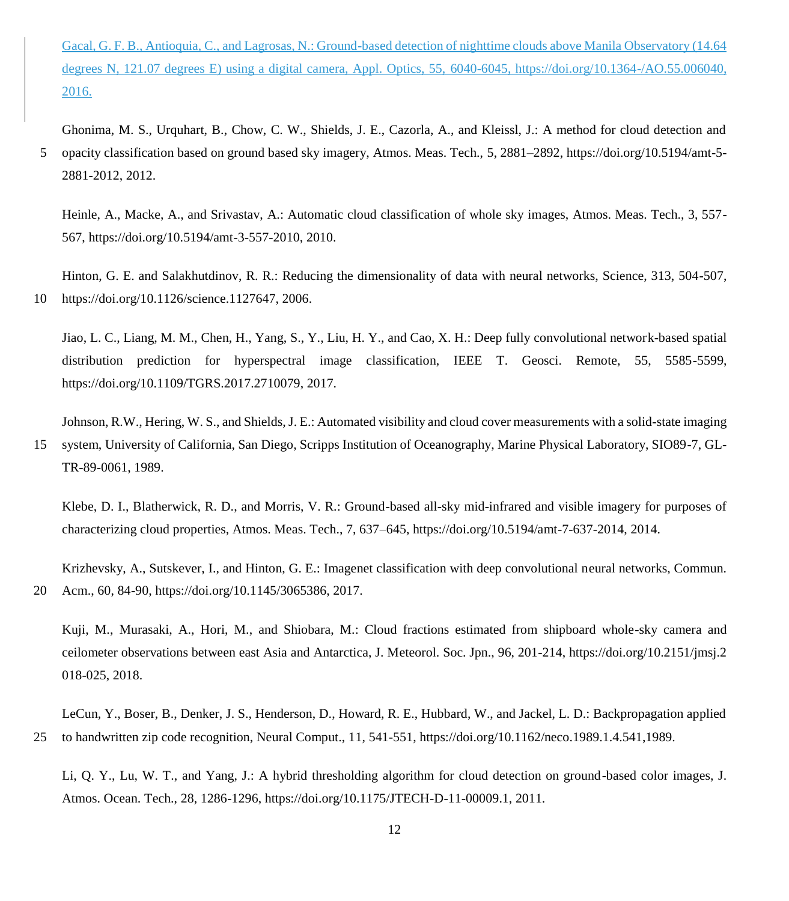Gacal, G. F. B., Antioquia, C., and Lagrosas, N.: Ground-based detection of nighttime clouds above Manila Observatory (14.64 degrees N, 121.07 degrees E) using a digital camera, Appl. Optics, 55, 6040-6045, https://doi.org/10.1364-/AO.55.006040, 2016.

Ghonima, M. S., Urquhart, B., Chow, C. W., Shields, J. E., Cazorla, A., and Kleissl, J.: A method for cloud detection and opacity classification based on ground based sky imagery, Atmos. Meas. Tech., 5, 2881–2892, https://doi.org/10.5194/amt-5-2881-2012, 2012.

Heinle, A., Macke, A., and Srivastav, A.: Automatic cloud classification of whole sky images, Atmos. Meas. Tech., 3, 557-567, https://doi.org/10.5194/amt-3-557-2010, 2010.

Hinton, G. E. and Salakhutdinov, R. R.: Reducing the dimensionality of data with neural networks, Science, 313, 504-507, https://doi.org/10.1126/science.1127647, 2006.

Jiao, L. C., Liang, M. M., Chen, H., Yang, S., Y., Liu, H. Y., and Cao, X. H.: Deep fully convolutional network-based spatial distribution prediction for hyperspectral image classification, IEEE T. Geosci. Remote, 55, 5585-5599, https://doi.org/10.1109/TGRS.2017.2710079, 2017.

Johnson, R.W., Hering, W. S., and Shields, J. E.: Automated visibility and cloud cover measurements with a solid-state imaging system, University of California, San Diego, Scripps Institution of Oceanography, Marine Physical Laboratory, SIO89-7, GL-TR-89-0061, 1989.

Klebe, D. I., Blatherwick, R. D., and Morris, V. R.: Ground-based all-sky mid-infrared and visible imagery for purposes of characterizing cloud properties, Atmos. Meas. Tech., 7, 637–645, https://doi.org/10.5194/amt-7-637-2014, 2014.

Krizhevsky, A., Sutskever, I., and Hinton, G. E.: Imagenet classification with deep convolutional neural networks, Commun. Acm., 60, 84-90, https://doi.org/10.1145/3065386, 2017.

Kuji, M., Murasaki, A., Hori, M., and Shiobara, M.: Cloud fractions estimated from shipboard whole-sky camera and ceilometer observations between east Asia and Antarctica, J. Meteorol. Soc. Jpn., 96, 201-214, https://doi.org/10.2151/jmsj.2018-025, 2018.

LeCun, Y., Boser, B., Denker, J. S., Henderson, D., Howard, R. E., Hubbard, W., and Jackel, L. D.: Backpropagation applied to handwritten zip code recognition, Neural Comput., 11, 541-551, https://doi.org/10.1162/neco.1989.1.4.541,1989.

Li, Q. Y., Lu, W. T., and Yang, J.: A hybrid thresholding algorithm for cloud detection on ground-based color images, J. Atmos. Ocean. Tech., 28, 1286-1296, https://doi.org/10.1175/JTECH-D-11-00009.1, 2011.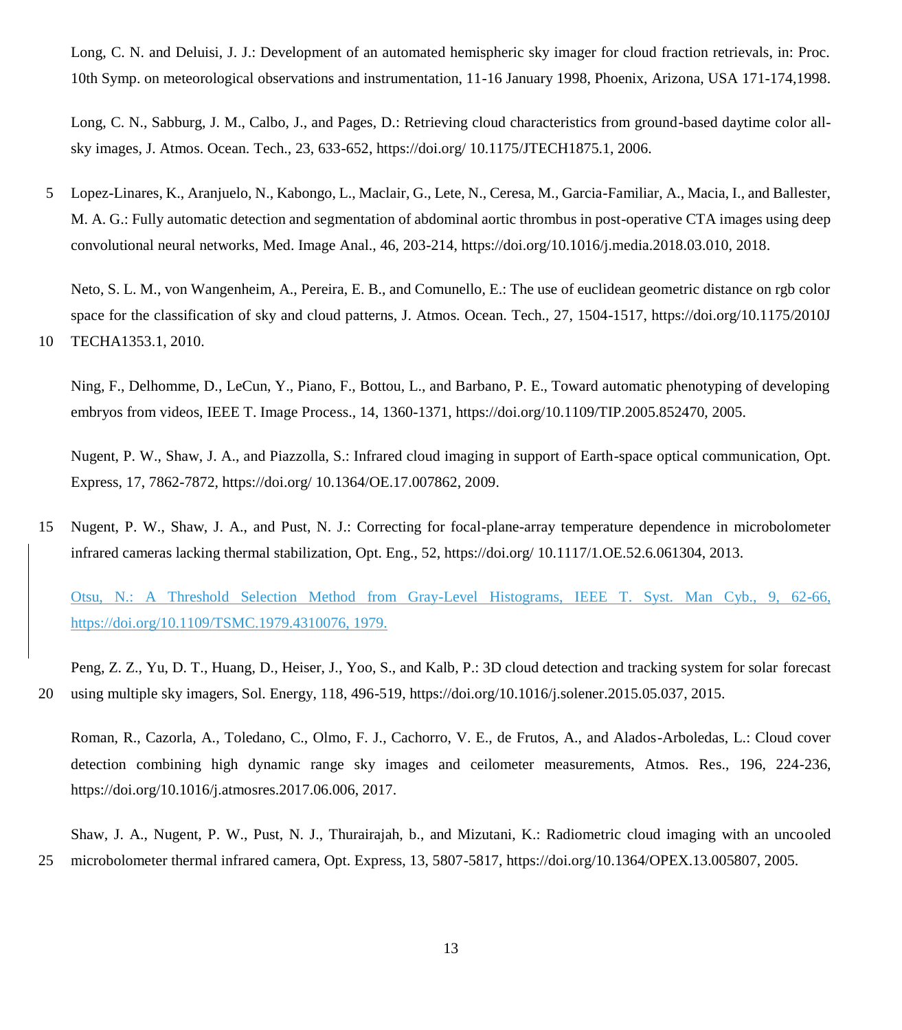Long, C. N. and Deluisi, J. J.: Development of an automated hemispheric sky imager for cloud fraction retrievals, in: Proc. 10th Symp. on meteorological observations and instrumentation, 11-16 January 1998, Phoenix, Arizona, USA 171-174,1998.

Long, C. N., Sabburg, J. M., Calbo, J., and Pages, D.: Retrieving cloud characteristics from ground-based daytime color all-sky images, J. Atmos. Ocean. Tech., 23, 633-652, https://doi.org/ 10.1175/JTECH1875.1, 2006.

Lopez-Linares, K., Aranjuelo, N., Kabongo, L., Maclair, G., Lete, N., Ceresa, M., Garcia-Familiar, A., Macia, I., and Ballester, M. A. G.: Fully automatic detection and segmentation of abdominal aortic thrombus in post-operative CTA images using deep convolutional neural networks, Med. Image Anal., 46, 203-214, https://doi.org/10.1016/j.media.2018.03.010, 2018.

Neto, S. L. M., von Wangenheim, A., Pereira, E. B., and Comunello, E.: The use of euclidean geometric distance on rgb color space for the classification of sky and cloud patterns, J. Atmos. Ocean. Tech., 27, 1504-1517, https://doi.org/10.1175/2010JTECHA1353.1, 2010.

Ning, F., Delhomme, D., LeCun, Y., Piano, F., Bottou, L., and Barbano, P. E., Toward automatic phenotyping of developing embryos from videos, IEEE T. Image Process., 14, 1360-1371, https://doi.org/10.1109/TIP.2005.852470, 2005.

Nugent, P. W., Shaw, J. A., and Piazzolla, S.: Infrared cloud imaging in support of Earth-space optical communication, Opt. Express, 17, 7862-7872, https://doi.org/ 10.1364/OE.17.007862, 2009.

Nugent, P. W., Shaw, J. A., and Pust, N. J.: Correcting for focal-plane-array temperature dependence in microbolometer infrared cameras lacking thermal stabilization, Opt. Eng., 52, https://doi.org/ 10.1117/1.OE.52.6.061304, 2013.

Otsu, N.: A Threshold Selection Method from Gray-Level Histograms, IEEE T. Syst. Man Cyb., 9, 62-66, https://doi.org/10.1109/TSMC.1979.4310076, 1979.

Peng, Z. Z., Yu, D. T., Huang, D., Heiser, J., Yoo, S., and Kalb, P.: 3D cloud detection and tracking system for solar forecast using multiple sky imagers, Sol. Energy, 118, 496-519, https://doi.org/10.1016/j.solener.2015.05.037, 2015.

Roman, R., Cazorla, A., Toledano, C., Olmo, F. J., Cachorro, V. E., de Frutos, A., and Alados-Arboledas, L.: Cloud cover detection combining high dynamic range sky images and ceilometer measurements, Atmos. Res., 196, 224-236, https://doi.org/10.1016/j.atmosres.2017.06.006, 2017.

Shaw, J. A., Nugent, P. W., Pust, N. J., Thurairajah, b., and Mizutani, K.: Radiometric cloud imaging with an uncooled microbolometer thermal infrared camera, Opt. Express, 13, 5807-5817, https://doi.org/10.1364/OPEX.13.005807, 2005.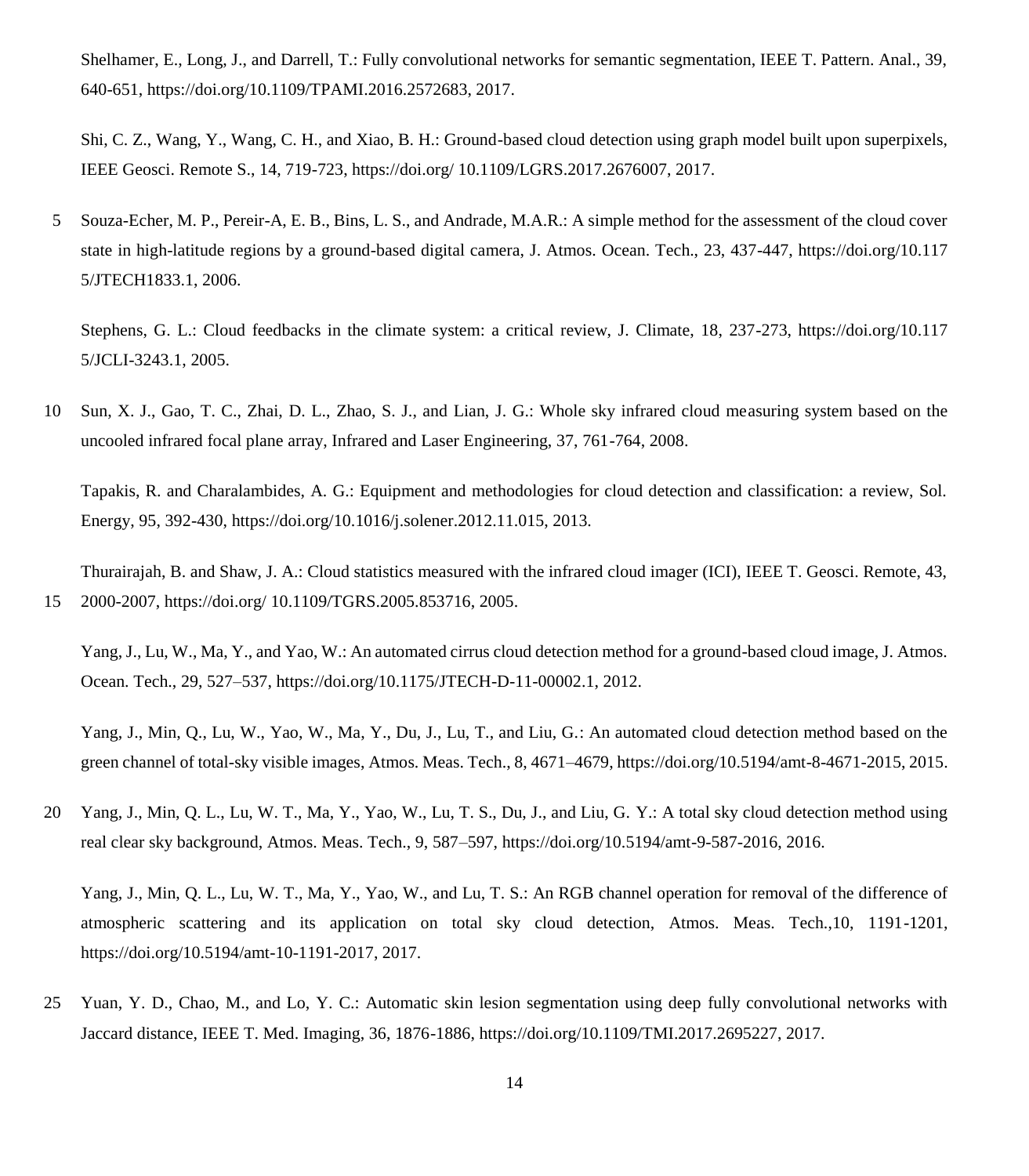Shelhamer, E., Long, J., and Darrell, T.: Fully convolutional networks for semantic segmentation, IEEE T. Pattern. Anal., 39, 640-651, https://doi.org/10.1109/TPAMI.2016.2572683, 2017.

Shi, C. Z., Wang, Y., Wang, C. H., and Xiao, B. H.: Ground-based cloud detection using graph model built upon superpixels, IEEE Geosci. Remote S., 14, 719-723, https://doi.org/ 10.1109/LGRS.2017.2676007, 2017.

Souza-Echer, M. P., Pereir-A, E. B., Bins, L. S., and Andrade, M.A.R.: A simple method for the assessment of the cloud cover state in high-latitude regions by a ground-based digital camera, J. Atmos. Ocean. Tech., 23, 437-447, https://doi.org/10.1175/JTECH1833.1, 2006.

Stephens, G. L.: Cloud feedbacks in the climate system: a critical review, J. Climate, 18, 237-273, https://doi.org/10.1175/JCLI-3243.1, 2005.

Sun, X. J., Gao, T. C., Zhai, D. L., Zhao, S. J., and Lian, J. G.: Whole sky infrared cloud measuring system based on the uncooled infrared focal plane array, Infrared and Laser Engineering, 37, 761-764, 2008.

Tapakis, R. and Charalambides, A. G.: Equipment and methodologies for cloud detection and classification: a review, Sol. Energy, 95, 392-430, https://doi.org/10.1016/j.solener.2012.11.015, 2013.

Thurairajah, B. and Shaw, J. A.: Cloud statistics measured with the infrared cloud imager (ICI), IEEE T. Geosci. Remote, 43, 2000-2007, https://doi.org/ 10.1109/TGRS.2005.853716, 2005.

Yang, J., Lu, W., Ma, Y., and Yao, W.: An automated cirrus cloud detection method for a ground-based cloud image, J. Atmos. Ocean. Tech., 29, 527–537, https://doi.org/10.1175/JTECH-D-11-00002.1, 2012.

Yang, J., Min, Q., Lu, W., Yao, W., Ma, Y., Du, J., Lu, T., and Liu, G.: An automated cloud detection method based on the green channel of total-sky visible images, Atmos. Meas. Tech., 8, 4671–4679, https://doi.org/10.5194/amt-8-4671-2015, 2015.

Yang, J., Min, Q. L., Lu, W. T., Ma, Y., Yao, W., Lu, T. S., Du, J., and Liu, G. Y.: A total sky cloud detection method using real clear sky background, Atmos. Meas. Tech., 9, 587–597, https://doi.org/10.5194/amt-9-587-2016, 2016.

Yang, J., Min, Q. L., Lu, W. T., Ma, Y., Yao, W., and Lu, T. S.: An RGB channel operation for removal of the difference of atmospheric scattering and its application on total sky cloud detection, Atmos. Meas. Tech.,10, 1191-1201, https://doi.org/10.5194/amt-10-1191-2017, 2017.

Yuan, Y. D., Chao, M., and Lo, Y. C.: Automatic skin lesion segmentation using deep fully convolutional networks with Jaccard distance, IEEE T. Med. Imaging, 36, 1876-1886, https://doi.org/10.1109/TMI.2017.2695227, 2017.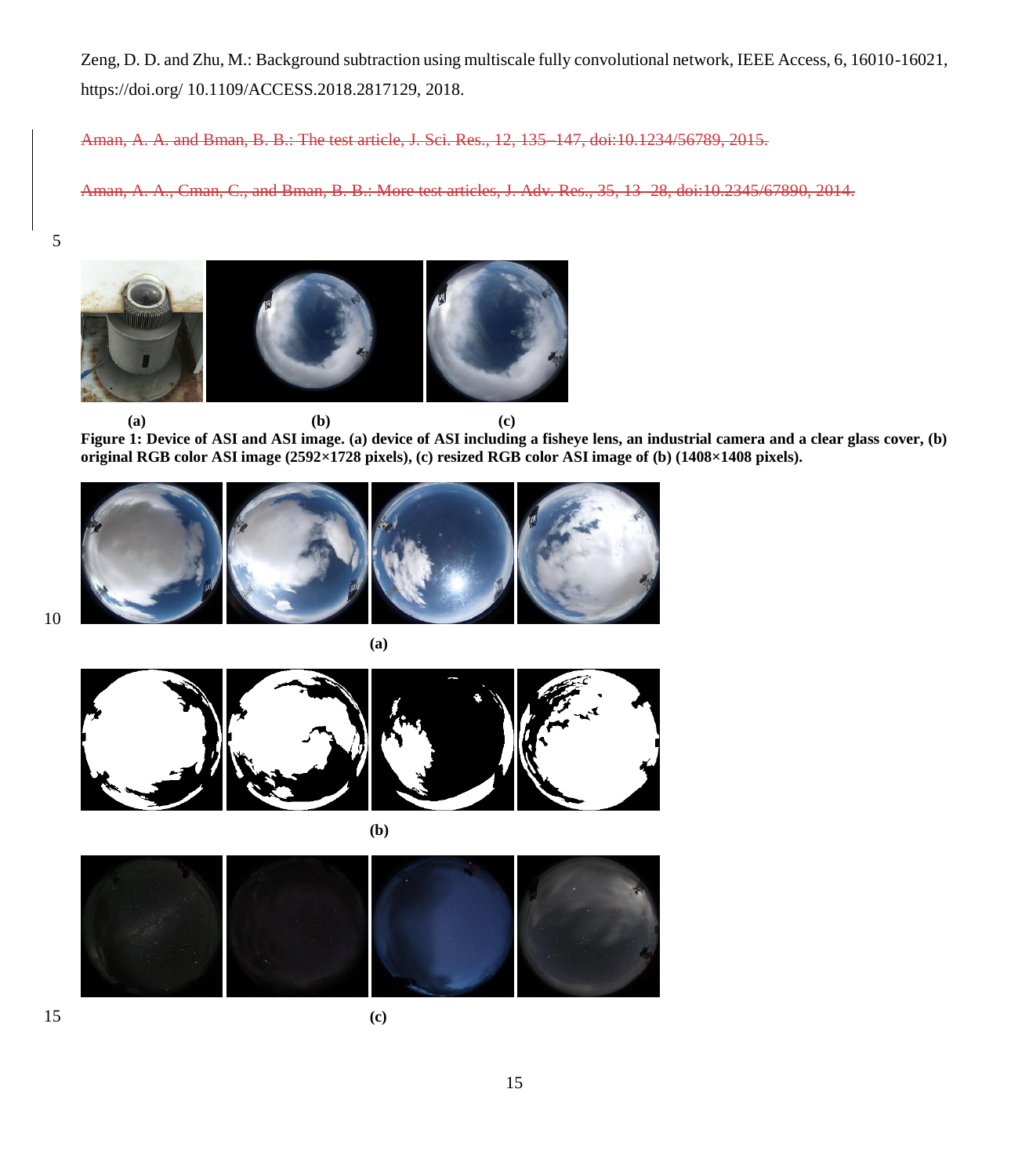Zeng, D. D. and Zhu, M.: Background subtraction using multiscale fully convolutional network, IEEE Access, 6, 16010-16021, https://doi.org/ 10.1109/ACCESS.2018.2817129, 2018.

~~Aman, A. A. and Bman, B. B.: The test article, J. Sci. Res., 12, 135–147, doi:10.1234/56789, 2015.~~

~~Aman, A. A., Cman, C., and Bman, B. B.: More test articles, J. Adv. Res., 35, 13–28, doi:10.2345/67890, 2014.~~

(a) (b) (c)

**Figure 1: Device of ASI and ASI image. (a) device of ASI including a fisheye lens, an industrial camera and a clear glass cover, (b) original RGB color ASI image (2592×1728 pixels), (c) resized RGB color ASI image of (b) (1408×1408 pixels).**

(a)

(b)

(c)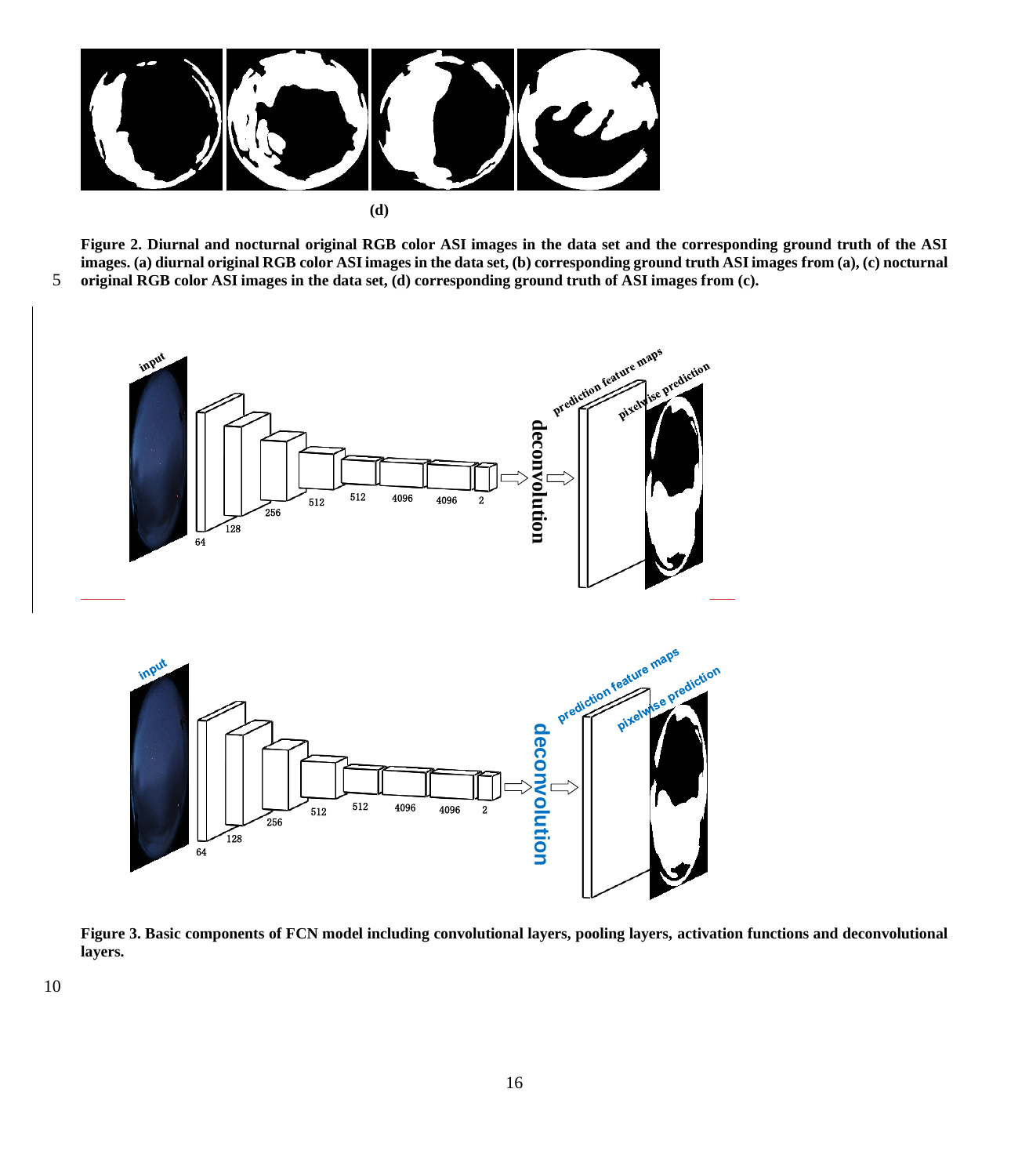**(d)**

**Figure 2. Diurnal and nocturnal original RGB color ASI images in the data set and the corresponding ground truth of the ASI images. (a) diurnal original RGB color ASI images in the data set, (b) corresponding ground truth ASI images from (a), (c) nocturnal original RGB color ASI images in the data set, (d) corresponding ground truth of ASI images from (c).**

**Figure 3. Basic components of FCN model including convolutional layers, pooling layers, activation functions and deconvolutional layers.**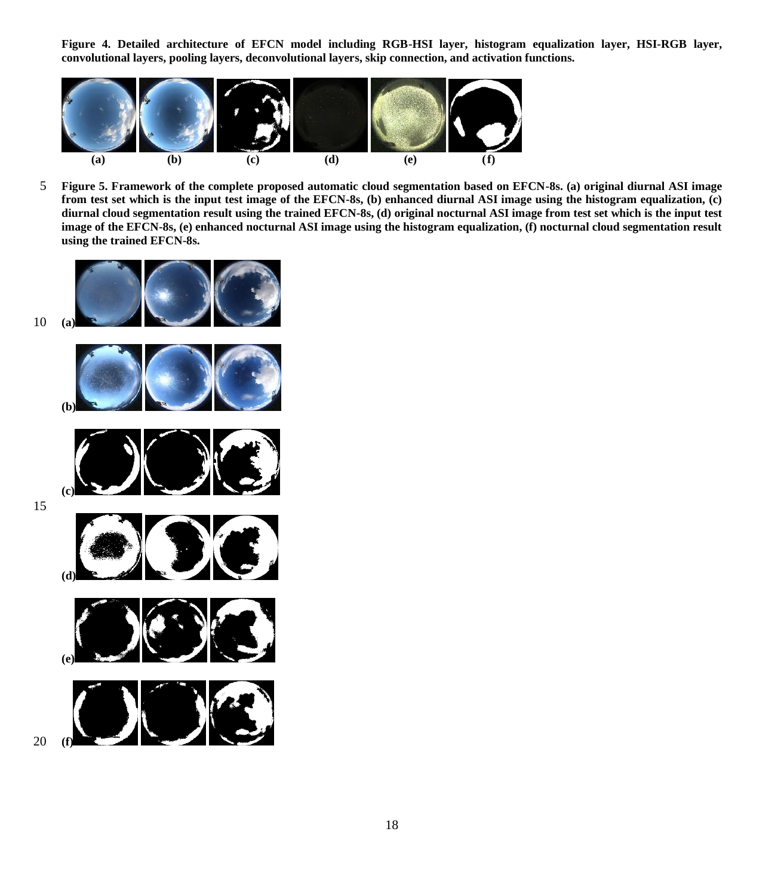**Figure 4. Detailed architecture of EFCN model including RGB-HSI layer, histogram equalization layer, HSI-RGB layer, convolutional layers, pooling layers, deconvolutional layers, skip connection, and activation functions.**

(a) (b) (c) (d) (e) (f)

**Figure 5. Framework of the complete proposed automatic cloud segmentation based on EFCN-8s. (a) original diurnal ASI image from test set which is the input test image of the EFCN-8s, (b) enhanced diurnal ASI image using the histogram equalization, (c) diurnal cloud segmentation result using the trained EFCN-8s, (d) original nocturnal ASI image from test set which is the input test image of the EFCN-8s, (e) enhanced nocturnal ASI image using the histogram equalization, (f) nocturnal cloud segmentation result using the trained EFCN-8s.**

(a)

(b)

(c)

(d)

(e)

(f)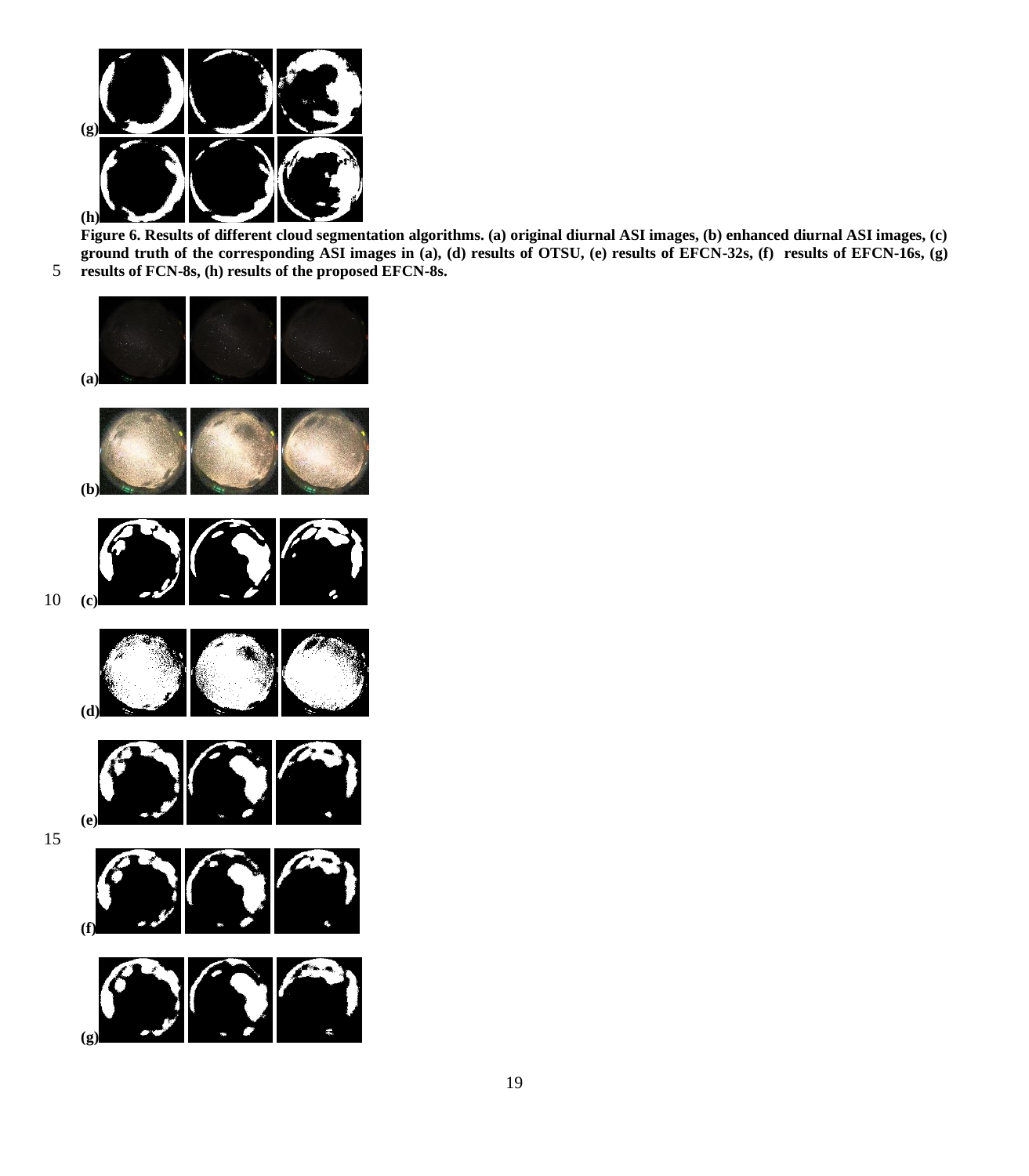**Figure 6. Results of different cloud segmentation algorithms. (a) original diurnal ASI images, (b) enhanced diurnal ASI images, (c) ground truth of the corresponding ASI images in (a), (d) results of OTSU, (e) results of EFCN-32s, (f) results of EFCN-16s, (g) results of FCN-8s, (h) results of the proposed EFCN-8s.**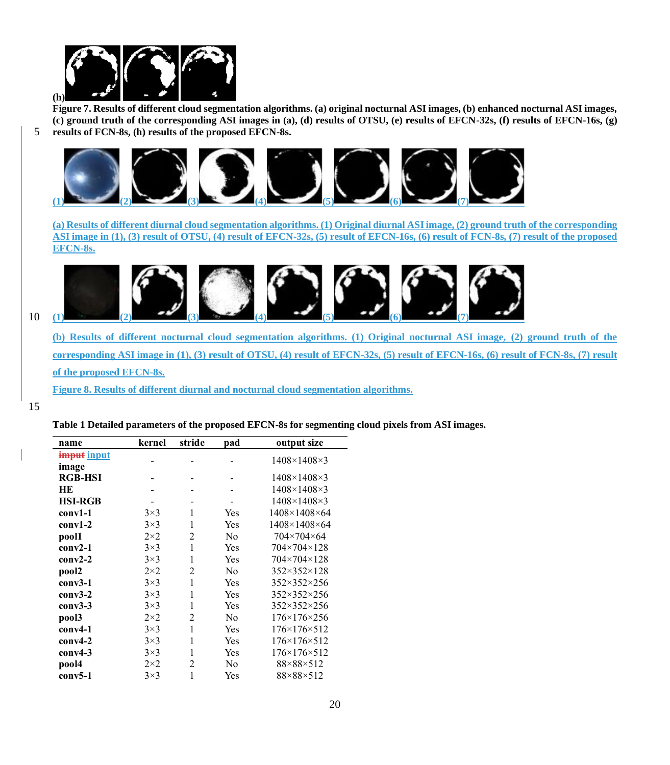(h)

**Figure 7. Results of different cloud segmentation algorithms. (a) original nocturnal ASI images, (b) enhanced nocturnal ASI images, (c) ground truth of the corresponding ASI images in (a), (d) results of OTSU, (e) results of EFCN-32s, (f) results of EFCN-16s, (g) results of FCN-8s, (h) results of the proposed EFCN-8s.**

(1) (2) (3) (4) (5) (6) (7)

**(a) Results of different diurnal cloud segmentation algorithms. (1) Original diurnal ASI image, (2) ground truth of the corresponding ASI image in (1), (3) result of OTSU, (4) result of EFCN-32s, (5) result of EFCN-16s, (6) result of FCN-8s, (7) result of the proposed EFCN-8s.**

(1) (2) (3) (4) (5) (6) (7)

**(b) Results of different nocturnal cloud segmentation algorithms. (1) Original nocturnal ASI image, (2) ground truth of the corresponding ASI image in (1), (3) result of OTSU, (4) result of EFCN-32s, (5) result of EFCN-16s, (6) result of FCN-8s, (7) result of the proposed EFCN-8s.**

**Figure 8. Results of different diurnal and nocturnal cloud segmentation algorithms.**

**Table 1 Detailed parameters of the proposed EFCN-8s for segmenting cloud pixels from ASI images.**

| name | kernel | stride | pad | output size |
|---|---|---|---|---|
| ~~imput~~ input image | - | - | - | 1408×1408×3 |
| RGB-HSI | - | - | - | 1408×1408×3 |
| HE | - | - | - | 1408×1408×3 |
| HSI-RGB | - | - | - | 1408×1408×3 |
| conv1-1 | 3×3 | 1 | Yes | 1408×1408×64 |
| conv1-2 | 3×3 | 1 | Yes | 1408×1408×64 |
| pool1 | 2×2 | 2 | No | 704×704×64 |
| conv2-1 | 3×3 | 1 | Yes | 704×704×128 |
| conv2-2 | 3×3 | 1 | Yes | 704×704×128 |
| pool2 | 2×2 | 2 | No | 352×352×128 |
| conv3-1 | 3×3 | 1 | Yes | 352×352×256 |
| conv3-2 | 3×3 | 1 | Yes | 352×352×256 |
| conv3-3 | 3×3 | 1 | Yes | 352×352×256 |
| pool3 | 2×2 | 2 | No | 176×176×256 |
| conv4-1 | 3×3 | 1 | Yes | 176×176×512 |
| conv4-2 | 3×3 | 1 | Yes | 176×176×512 |
| conv4-3 | 3×3 | 1 | Yes | 176×176×512 |
| pool4 | 2×2 | 2 | No | 88×88×512 |
| conv5-1 | 3×3 | 1 | Yes | 88×88×512 |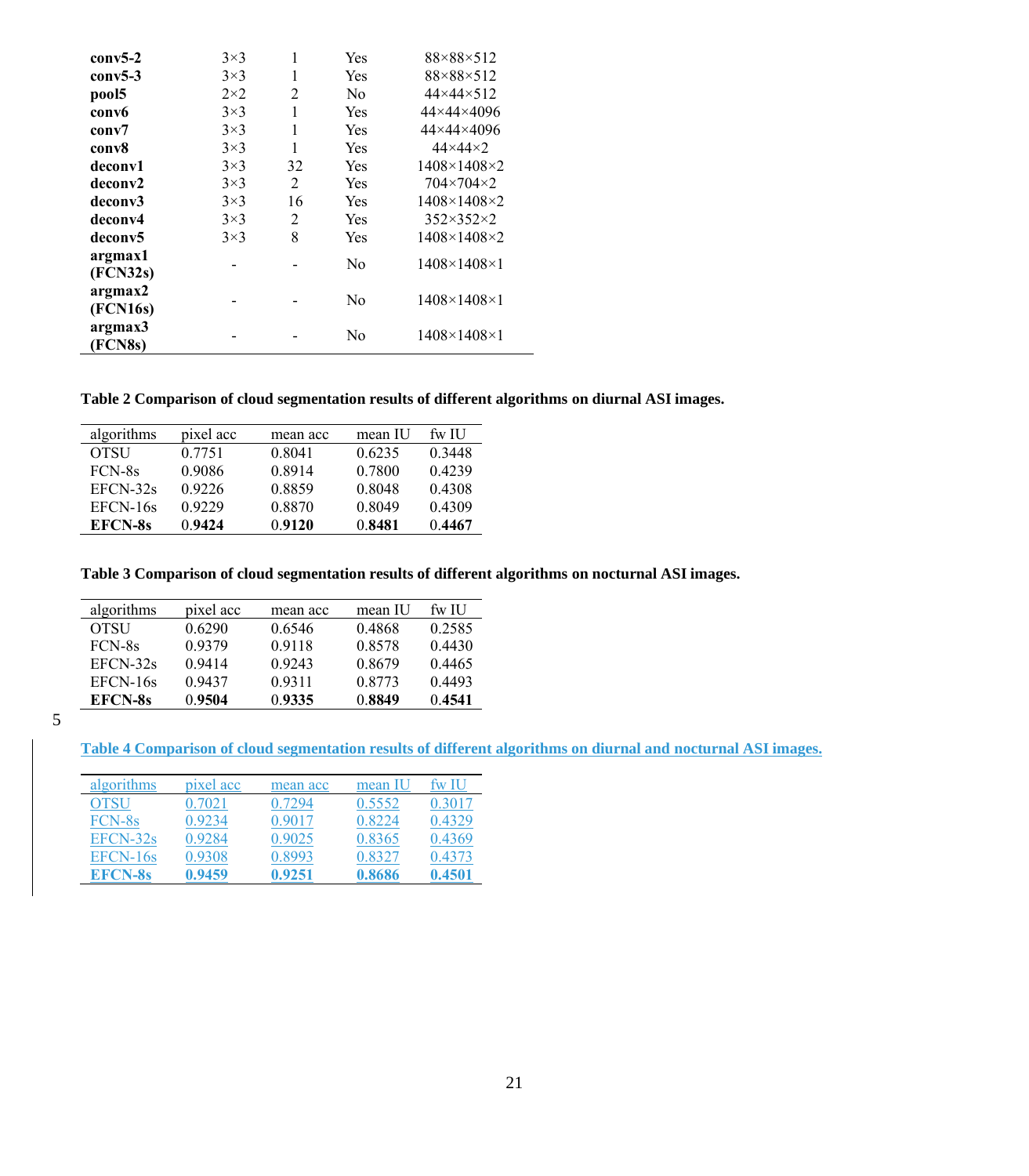| | | | | |
|---|---|---|---|---|
| **conv5-2** | 3×3 | 1 | Yes | 88×88×512 |
| **conv5-3** | 3×3 | 1 | Yes | 88×88×512 |
| **pool5** | 2×2 | 2 | No | 44×44×512 |
| **conv6** | 3×3 | 1 | Yes | 44×44×4096 |
| **conv7** | 3×3 | 1 | Yes | 44×44×4096 |
| **conv8** | 3×3 | 1 | Yes | 44×44×2 |
| **deconv1** | 3×3 | 32 | Yes | 1408×1408×2 |
| **deconv2** | 3×3 | 2 | Yes | 704×704×2 |
| **deconv3** | 3×3 | 16 | Yes | 1408×1408×2 |
| **deconv4** | 3×3 | 2 | Yes | 352×352×2 |
| **deconv5** | 3×3 | 8 | Yes | 1408×1408×2 |
| **argmax1 (FCN32s)** | - | - | No | 1408×1408×1 |
| **argmax2 (FCN16s)** | - | - | No | 1408×1408×1 |
| **argmax3 (FCN8s)** | - | - | No | 1408×1408×1 |

**Table 2 Comparison of cloud segmentation results of different algorithms on diurnal ASI images.**

| algorithms | pixel acc | mean acc | mean IU | fw IU |
|---|---|---|---|---|
| OTSU | 0.7751 | 0.8041 | 0.6235 | 0.3448 |
| FCN-8s | 0.9086 | 0.8914 | 0.7800 | 0.4239 |
| EFCN-32s | 0.9226 | 0.8859 | 0.8048 | 0.4308 |
| EFCN-16s | 0.9229 | 0.8870 | 0.8049 | 0.4309 |
| **EFCN-8s** | **0.9424** | **0.9120** | **0.8481** | **0.4467** |

**Table 3 Comparison of cloud segmentation results of different algorithms on nocturnal ASI images.**

| algorithms | pixel acc | mean acc | mean IU | fw IU |
|---|---|---|---|---|
| OTSU | 0.6290 | 0.6546 | 0.4868 | 0.2585 |
| FCN-8s | 0.9379 | 0.9118 | 0.8578 | 0.4430 |
| EFCN-32s | 0.9414 | 0.9243 | 0.8679 | 0.4465 |
| EFCN-16s | 0.9437 | 0.9311 | 0.8773 | 0.4493 |
| **EFCN-8s** | **0.9504** | **0.9335** | **0.8849** | **0.4541** |

**Table 4 Comparison of cloud segmentation results of different algorithms on diurnal and nocturnal ASI images.**

| algorithms | pixel acc | mean acc | mean IU | fw IU |
|---|---|---|---|---|
| OTSU | 0.7021 | 0.7294 | 0.5552 | 0.3017 |
| FCN-8s | 0.9234 | 0.9017 | 0.8224 | 0.4329 |
| EFCN-32s | 0.9284 | 0.9025 | 0.8365 | 0.4369 |
| EFCN-16s | 0.9308 | 0.8993 | 0.8327 | 0.4373 |
| **EFCN-8s** | **0.9459** | **0.9251** | **0.8686** | **0.4501** |